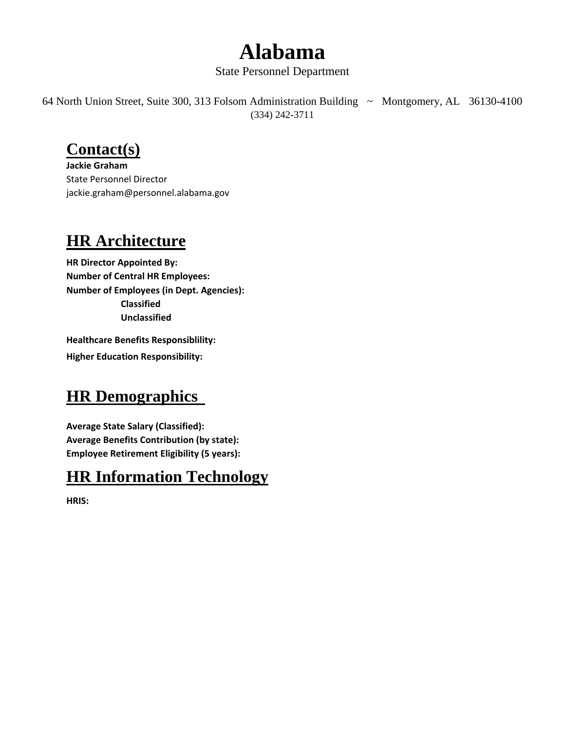# Alabama

State Personnel Department

64 North Union Street, Suite 300, 313 Folsom Administration Building ~ Montgomery, AL 36130-4100
(334) 242-3711

## Contact(s)

**Jackie Graham**
State Personnel Director
jackie.graham@personnel.alabama.gov

## HR Architecture

**HR Director Appointed By:**
**Number of Central HR Employees:**
**Number of Employees (in Dept. Agencies):**
- **Classified**
- **Unclassified**

**Healthcare Benefits Responsiblility:**

**Higher Education Responsibility:**

## HR Demographics

**Average State Salary (Classified):**
**Average Benefits Contribution (by state):**
**Employee Retirement Eligibility (5 years):**

## HR Information Technology

**HRIS:**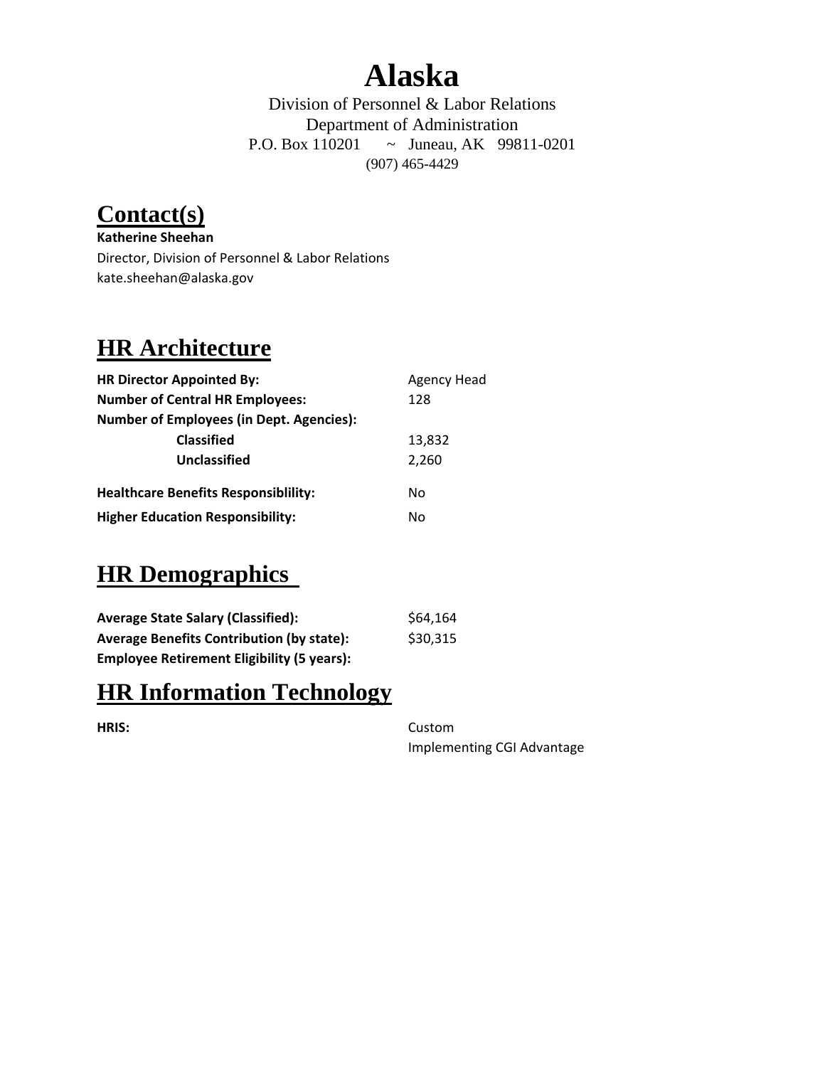# Alaska

Division of Personnel & Labor Relations
Department of Administration
P.O. Box 110201 ~ Juneau, AK 99811-0201
(907) 465-4429

## Contact(s)

**Katherine Sheehan**
Director, Division of Personnel & Labor Relations
kate.sheehan@alaska.gov

## HR Architecture

| | |
|---|---|
| **HR Director Appointed By:** | Agency Head |
| **Number of Central HR Employees:** | 128 |
| **Number of Employees (in Dept. Agencies):** | |
| **Classified** | 13,832 |
| **Unclassified** | 2,260 |
| **Healthcare Benefits Responsiblility:** | No |
| **Higher Education Responsibility:** | No |

## HR Demographics

| | |
|---|---|
| **Average State Salary (Classified):** | $64,164 |
| **Average Benefits Contribution (by state):** | $30,315 |
| **Employee Retirement Eligibility (5 years):** | |

## HR Information Technology

| | |
|---|---|
| **HRIS:** | Custom<br>Implementing CGI Advantage |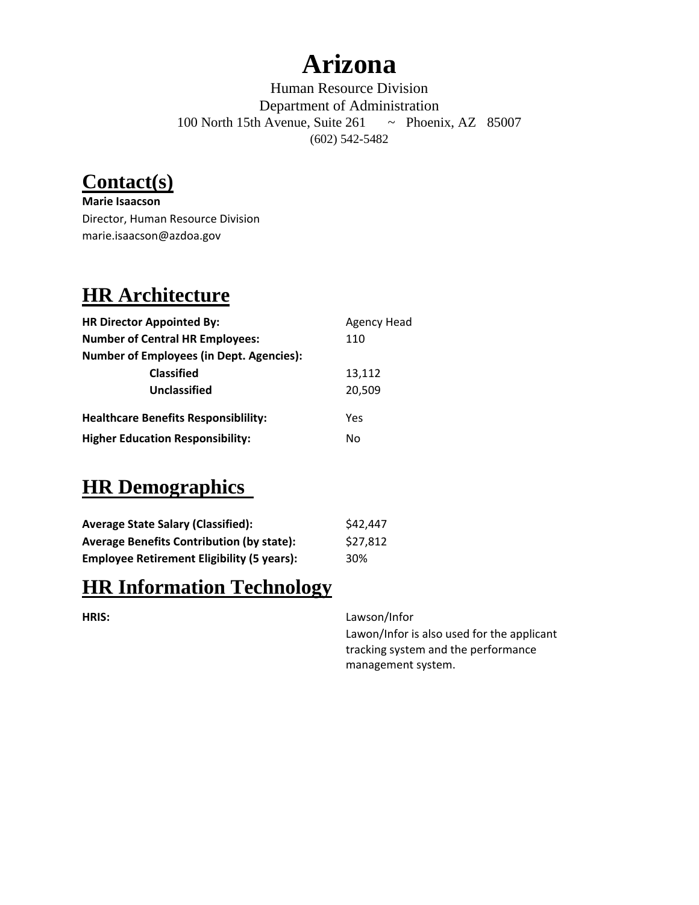# Arizona

Human Resource Division
Department of Administration
100 North 15th Avenue, Suite 261 ~ Phoenix, AZ 85007
(602) 542-5482

## Contact(s)

**Marie Isaacson**
Director, Human Resource Division
marie.isaacson@azdoa.gov

## HR Architecture

| | |
|---|---|
| **HR Director Appointed By:** | Agency Head |
| **Number of Central HR Employees:** | 110 |
| **Number of Employees (in Dept. Agencies):** | |
| **Classified** | 13,112 |
| **Unclassified** | 20,509 |
| **Healthcare Benefits Responsiblility:** | Yes |
| **Higher Education Responsibility:** | No |

## HR Demographics

| | |
|---|---|
| **Average State Salary (Classified):** | $42,447 |
| **Average Benefits Contribution (by state):** | $27,812 |
| **Employee Retirement Eligibility (5 years):** | 30% |

## HR Information Technology

| | |
|---|---|
| **HRIS:** | Lawson/Infor<br>Lawon/Infor is also used for the applicant tracking system and the performance management system. |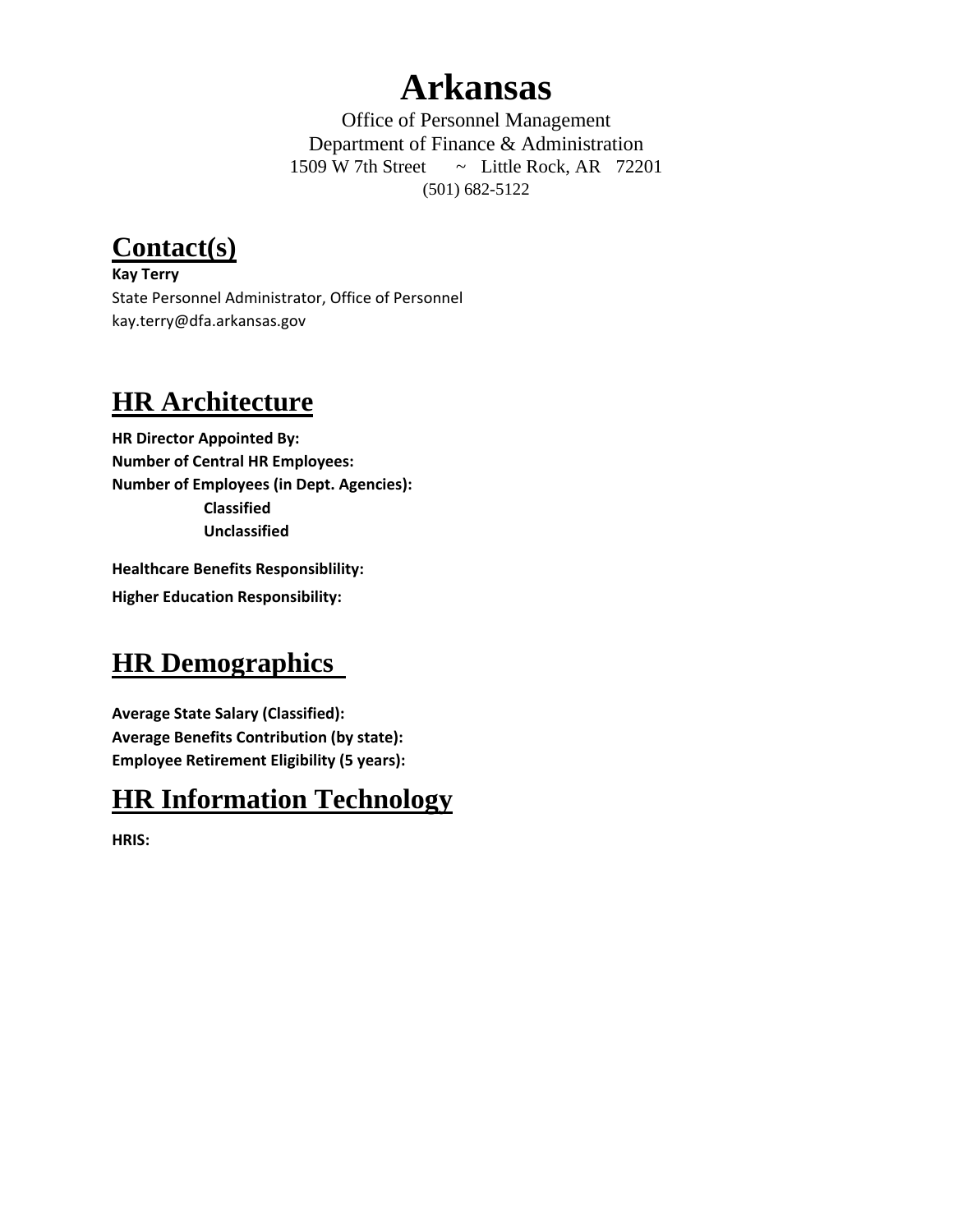# Arkansas

Office of Personnel Management
Department of Finance & Administration
1509 W 7th Street ~ Little Rock, AR 72201
(501) 682-5122

## Contact(s)

**Kay Terry**
State Personnel Administrator, Office of Personnel
kay.terry@dfa.arkansas.gov

## HR Architecture

**HR Director Appointed By:**
**Number of Central HR Employees:**
**Number of Employees (in Dept. Agencies):**
- **Classified**
- **Unclassified**

**Healthcare Benefits Responsiblility:**
**Higher Education Responsibility:**

## HR Demographics

**Average State Salary (Classified):**
**Average Benefits Contribution (by state):**
**Employee Retirement Eligibility (5 years):**

## HR Information Technology

**HRIS:**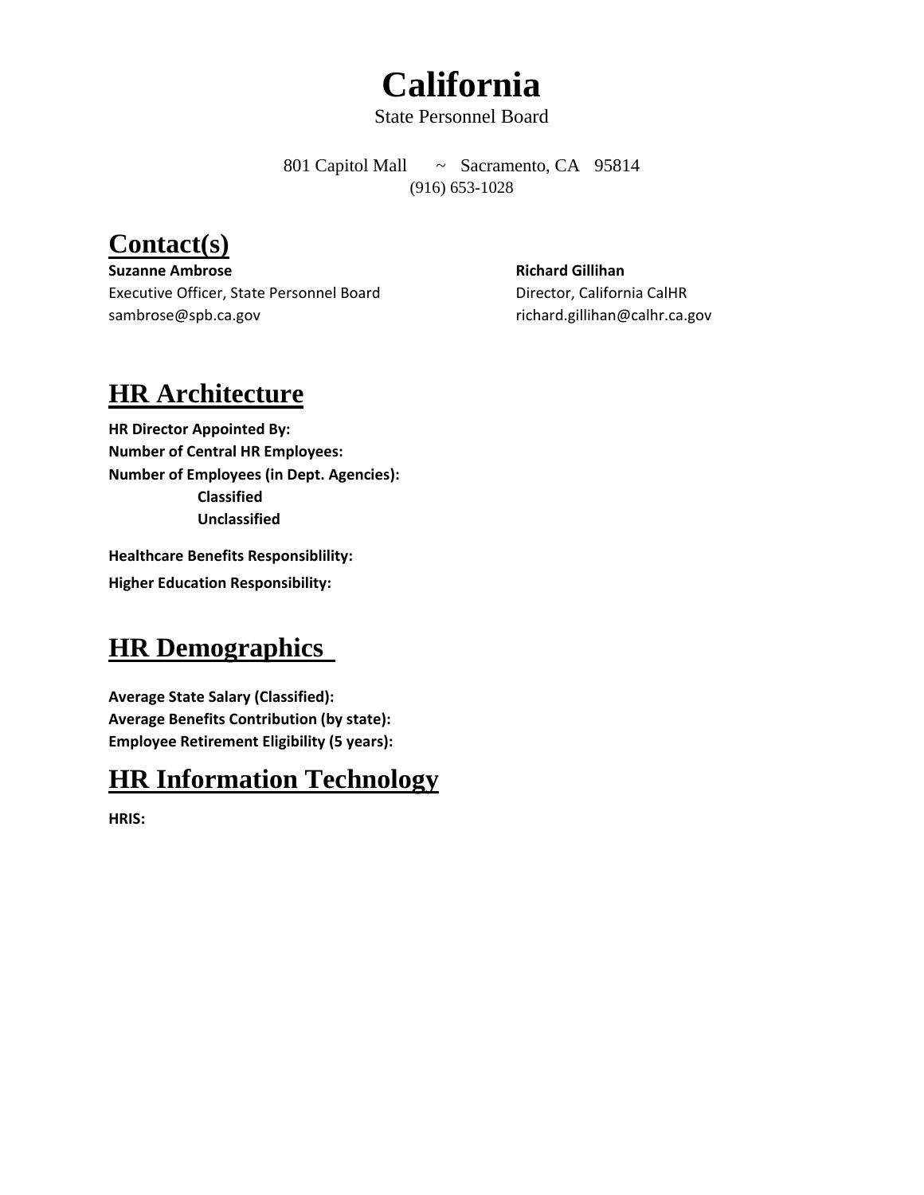# California

State Personnel Board

801 Capitol Mall ~ Sacramento, CA 95814
(916) 653-1028

## Contact(s)

**Suzanne Ambrose**
Executive Officer, State Personnel Board
sambrose@spb.ca.gov

**Richard Gillihan**
Director, California CalHR
richard.gillihan@calhr.ca.gov

## HR Architecture

**HR Director Appointed By:**
**Number of Central HR Employees:**
**Number of Employees (in Dept. Agencies):**
**Classified**
**Unclassified**

**Healthcare Benefits Responsiblility:**
**Higher Education Responsibility:**

## HR Demographics

**Average State Salary (Classified):**
**Average Benefits Contribution (by state):**
**Employee Retirement Eligibility (5 years):**

## HR Information Technology

**HRIS:**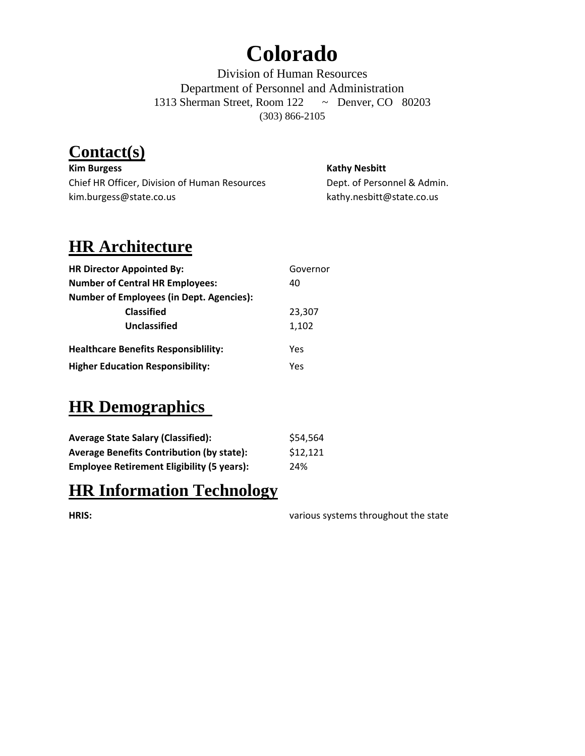# Colorado

Division of Human Resources
Department of Personnel and Administration
1313 Sherman Street, Room 122 ~ Denver, CO 80203
(303) 866-2105

## Contact(s)

**Kim Burgess**
Chief HR Officer, Division of Human Resources
kim.burgess@state.co.us

**Kathy Nesbitt**
Dept. of Personnel & Admin.
kathy.nesbitt@state.co.us

## HR Architecture

| | |
|---|---|
| **HR Director Appointed By:** | Governor |
| **Number of Central HR Employees:** | 40 |
| **Number of Employees (in Dept. Agencies):** | |
| **Classified** | 23,307 |
| **Unclassified** | 1,102 |
| **Healthcare Benefits Responsiblility:** | Yes |
| **Higher Education Responsibility:** | Yes |

## HR Demographics

| | |
|---|---|
| **Average State Salary (Classified):** | $54,564 |
| **Average Benefits Contribution (by state):** | $12,121 |
| **Employee Retirement Eligibility (5 years):** | 24% |

## HR Information Technology

| | |
|---|---|
| **HRIS:** | various systems throughout the state |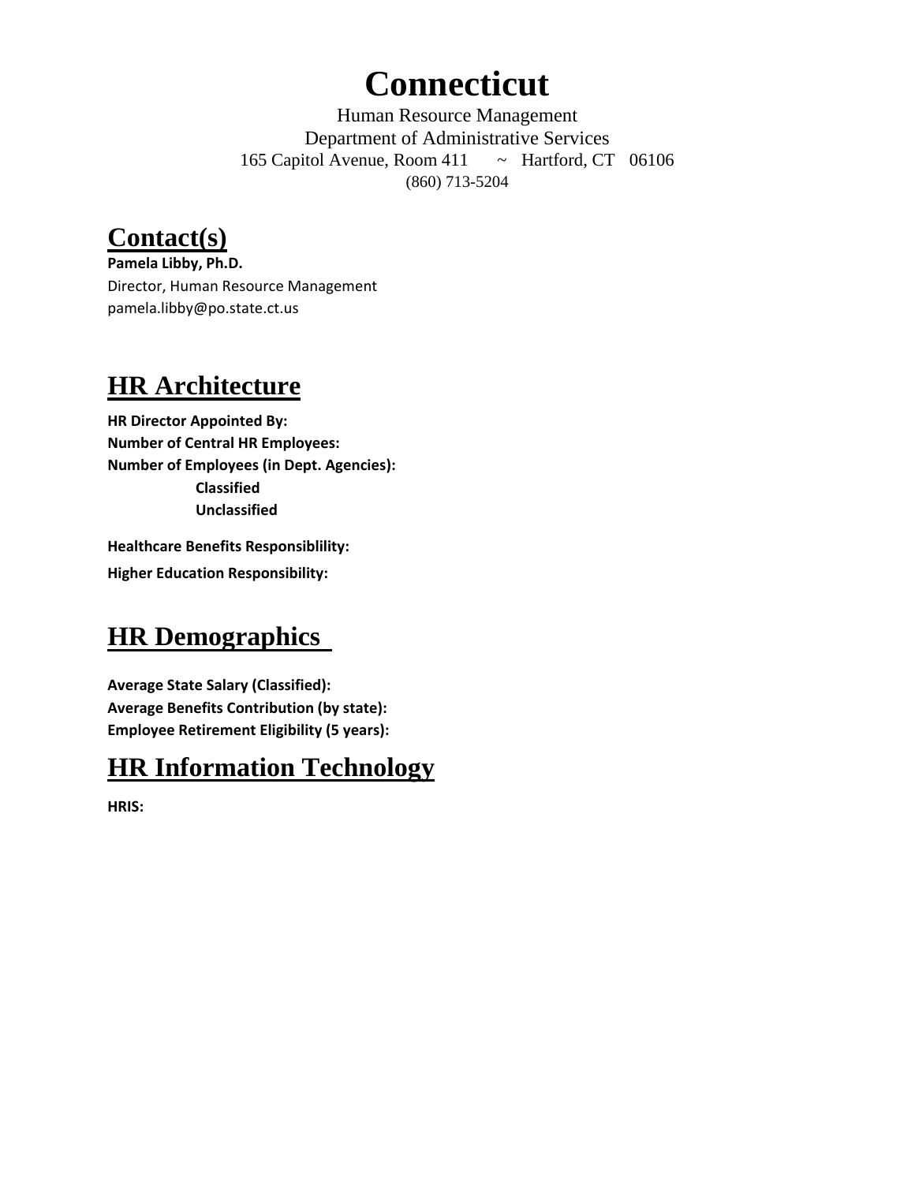# Connecticut

Human Resource Management
Department of Administrative Services
165 Capitol Avenue, Room 411 ~ Hartford, CT 06106
(860) 713-5204

## Contact(s)

**Pamela Libby, Ph.D.**
Director, Human Resource Management
pamela.libby@po.state.ct.us

## HR Architecture

**HR Director Appointed By:**
**Number of Central HR Employees:**
**Number of Employees (in Dept. Agencies):**
**Classified**
**Unclassified**

**Healthcare Benefits Responsiblility:**
**Higher Education Responsibility:**

## HR Demographics

**Average State Salary (Classified):**
**Average Benefits Contribution (by state):**
**Employee Retirement Eligibility (5 years):**

## HR Information Technology

**HRIS:**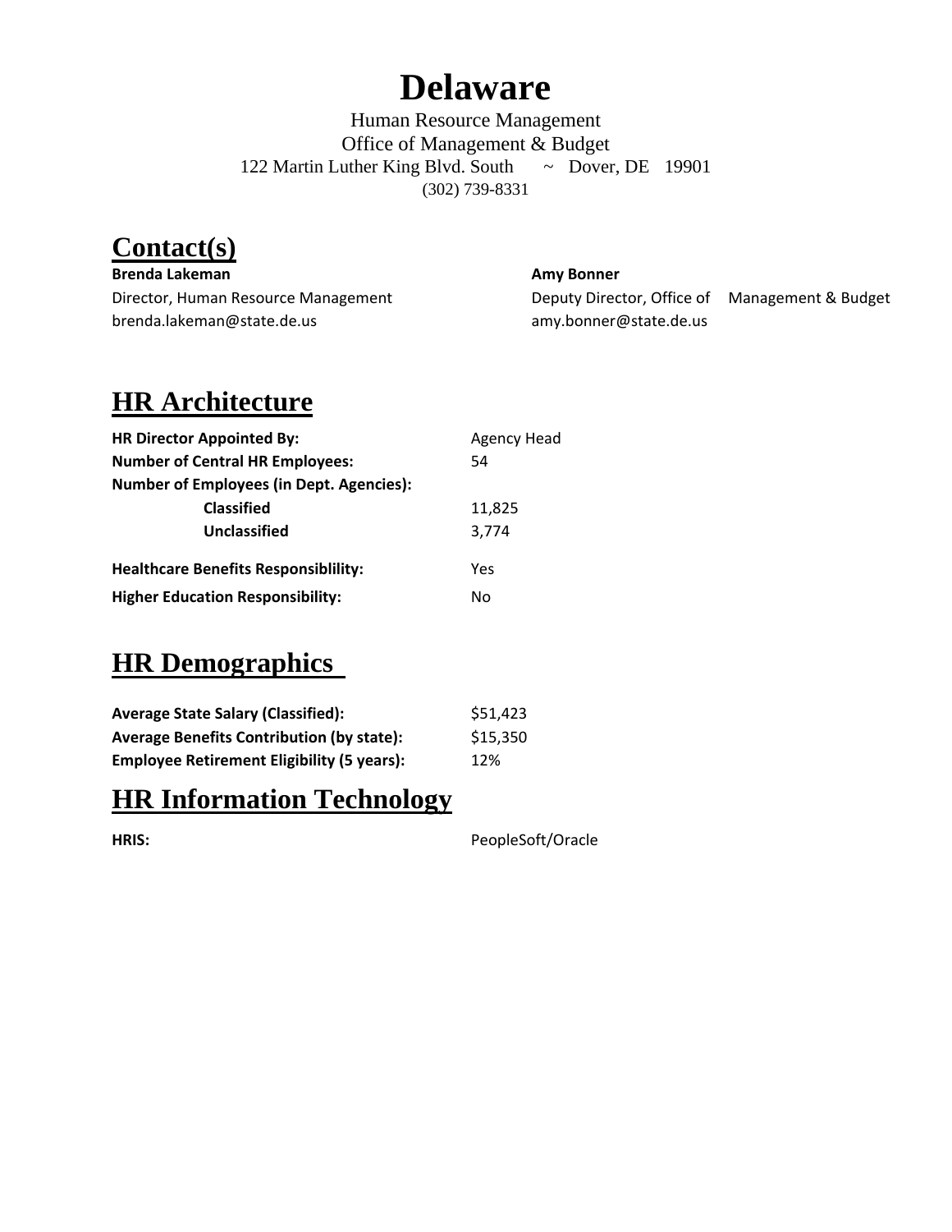# Delaware

Human Resource Management
Office of Management & Budget
122 Martin Luther King Blvd. South ~ Dover, DE 19901
(302) 739-8331

## Contact(s)

**Brenda Lakeman**
Director, Human Resource Management
brenda.lakeman@state.de.us

**Amy Bonner**
Deputy Director, Office of Management & Budget
amy.bonner@state.de.us

## HR Architecture

| | |
|---|---|
| **HR Director Appointed By:** | Agency Head |
| **Number of Central HR Employees:** | 54 |
| **Number of Employees (in Dept. Agencies):** | |
| **Classified** | 11,825 |
| **Unclassified** | 3,774 |
| **Healthcare Benefits Responsiblility:** | Yes |
| **Higher Education Responsibility:** | No |

## HR Demographics

| | |
|---|---|
| **Average State Salary (Classified):** | $51,423 |
| **Average Benefits Contribution (by state):** | $15,350 |
| **Employee Retirement Eligibility (5 years):** | 12% |

## HR Information Technology

| | |
|---|---|
| **HRIS:** | PeopleSoft/Oracle |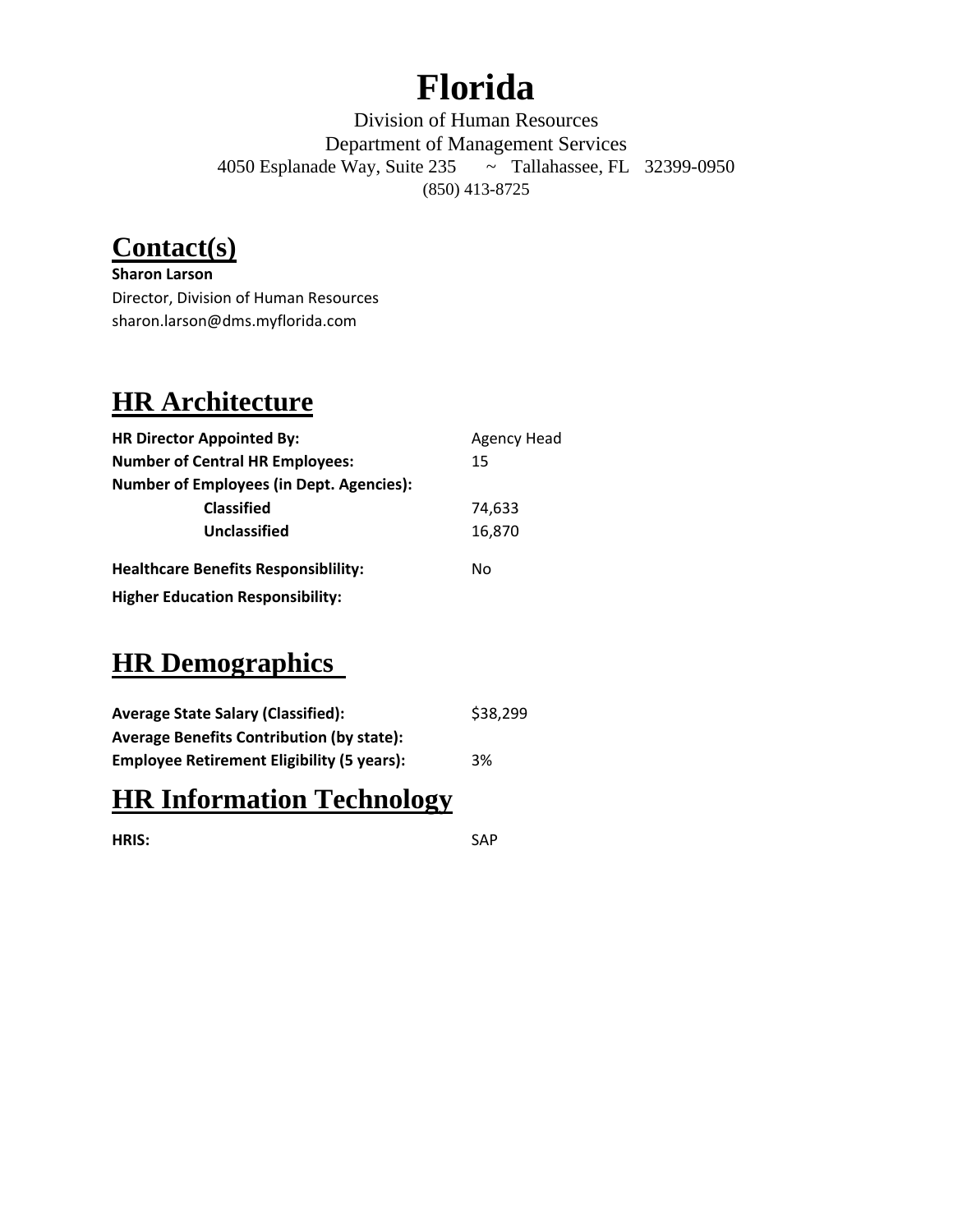# Florida

Division of Human Resources
Department of Management Services
4050 Esplanade Way, Suite 235 ~ Tallahassee, FL 32399-0950
(850) 413-8725

## Contact(s)

**Sharon Larson**
Director, Division of Human Resources
sharon.larson@dms.myflorida.com

## HR Architecture

| | |
|---|---|
| **HR Director Appointed By:** | Agency Head |
| **Number of Central HR Employees:** | 15 |
| **Number of Employees (in Dept. Agencies):** | |
| **Classified** | 74,633 |
| **Unclassified** | 16,870 |
| **Healthcare Benefits Responsiblility:** | No |
| **Higher Education Responsibility:** | |

## HR Demographics

| | |
|---|---|
| **Average State Salary (Classified):** | $38,299 |
| **Average Benefits Contribution (by state):** | |
| **Employee Retirement Eligibility (5 years):** | 3% |

## HR Information Technology

| | |
|---|---|
| **HRIS:** | SAP |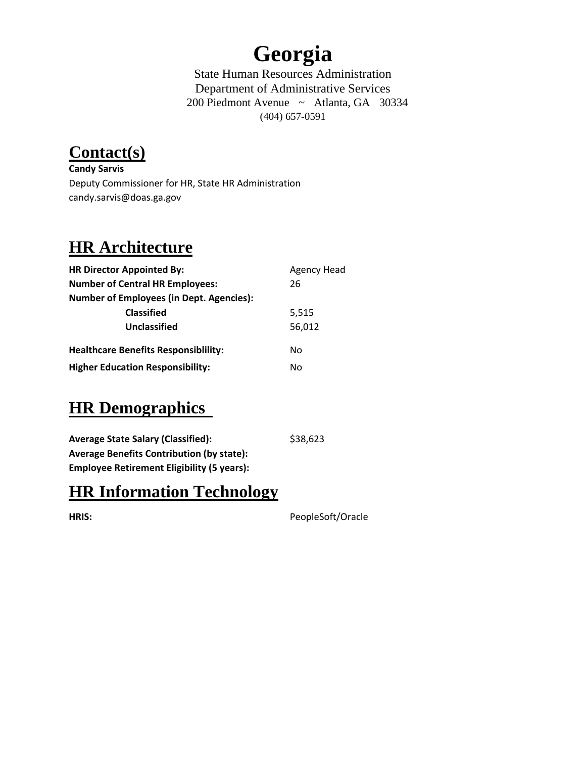# Georgia

State Human Resources Administration
Department of Administrative Services
200 Piedmont Avenue ~ Atlanta, GA 30334
(404) 657-0591

## Contact(s)

**Candy Sarvis**
Deputy Commissioner for HR, State HR Administration
candy.sarvis@doas.ga.gov

## HR Architecture

| | |
|---|---|
| **HR Director Appointed By:** | Agency Head |
| **Number of Central HR Employees:** | 26 |
| **Number of Employees (in Dept. Agencies):** | |
| **Classified** | 5,515 |
| **Unclassified** | 56,012 |
| **Healthcare Benefits Responsiblility:** | No |
| **Higher Education Responsibility:** | No |

## HR Demographics

| | |
|---|---|
| **Average State Salary (Classified):** | $38,623 |
| **Average Benefits Contribution (by state):** | |
| **Employee Retirement Eligibility (5 years):** | |

## HR Information Technology

| | |
|---|---|
| **HRIS:** | PeopleSoft/Oracle |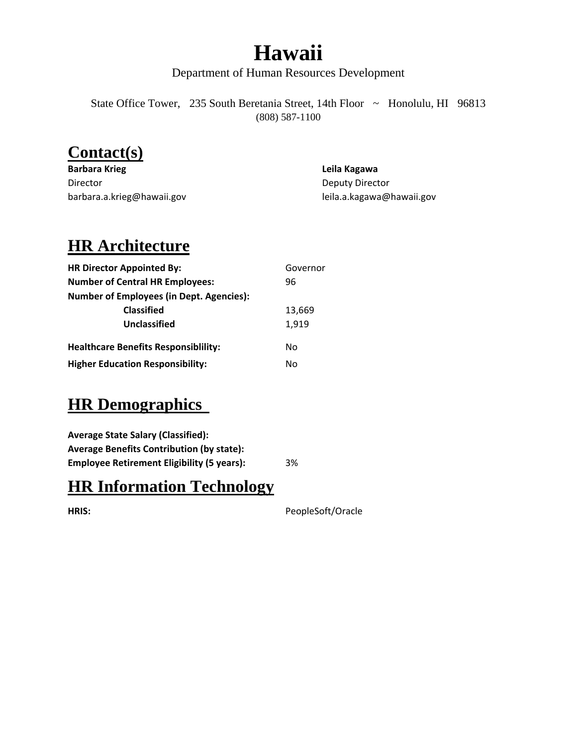# Hawaii

Department of Human Resources Development

State Office Tower, 235 South Beretania Street, 14th Floor ~ Honolulu, HI 96813
(808) 587-1100

## Contact(s)

**Barbara Krieg**
Director
barbara.a.krieg@hawaii.gov

**Leila Kagawa**
Deputy Director
leila.a.kagawa@hawaii.gov

## HR Architecture

| | |
|---|---|
| **HR Director Appointed By:** | Governor |
| **Number of Central HR Employees:** | 96 |
| **Number of Employees (in Dept. Agencies):** | |
| **Classified** | 13,669 |
| **Unclassified** | 1,919 |
| **Healthcare Benefits Responsiblility:** | No |
| **Higher Education Responsibility:** | No |

## HR Demographics

| | |
|---|---|
| **Average State Salary (Classified):** | |
| **Average Benefits Contribution (by state):** | |
| **Employee Retirement Eligibility (5 years):** | 3% |

## HR Information Technology

| | |
|---|---|
| **HRIS:** | PeopleSoft/Oracle |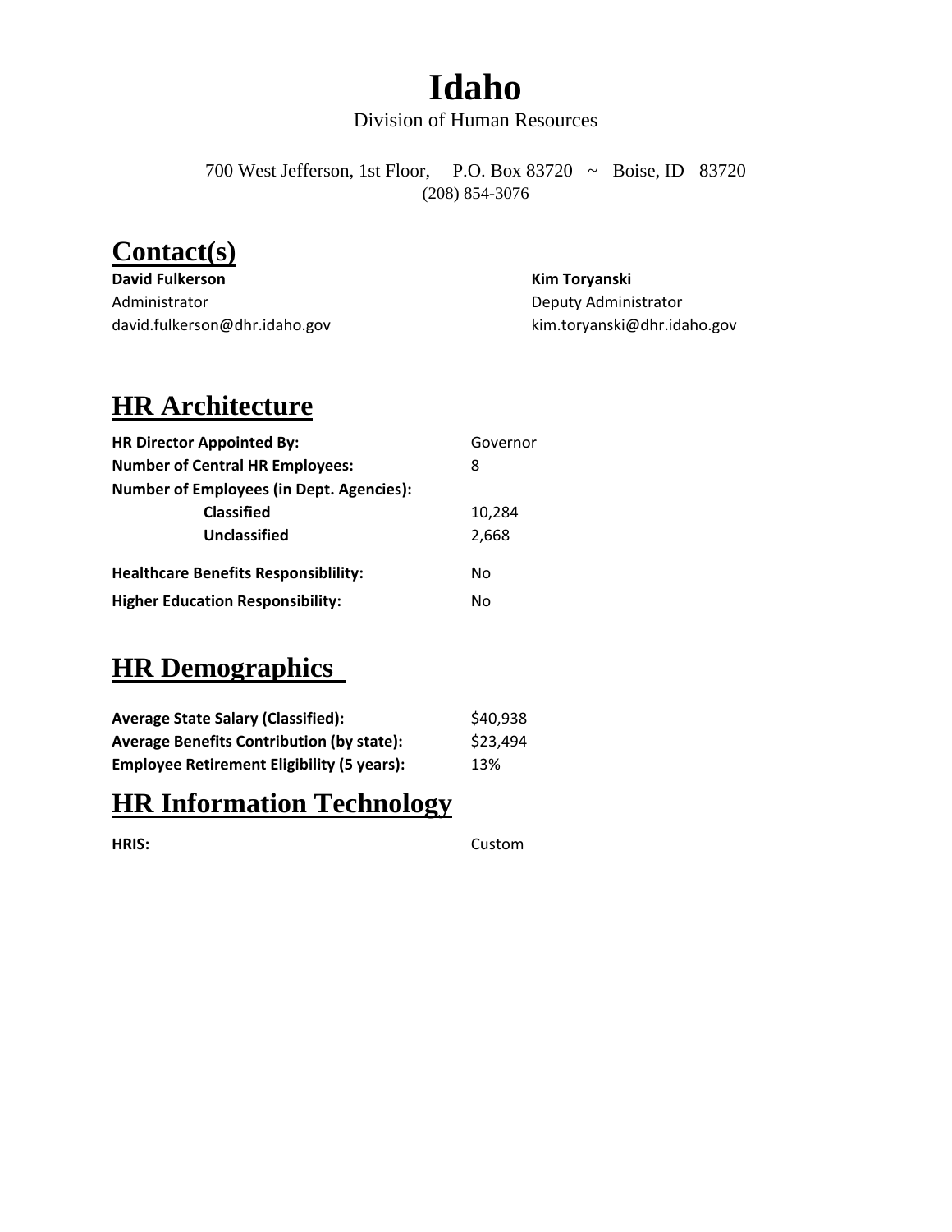# Idaho

Division of Human Resources

700 West Jefferson, 1st Floor, P.O. Box 83720 ~ Boise, ID 83720
(208) 854-3076

## Contact(s)

**David Fulkerson**
Administrator
david.fulkerson@dhr.idaho.gov

**Kim Toryanski**
Deputy Administrator
kim.toryanski@dhr.idaho.gov

## HR Architecture

| | |
|---|---|
| **HR Director Appointed By:** | Governor |
| **Number of Central HR Employees:** | 8 |
| **Number of Employees (in Dept. Agencies):** | |
| **Classified** | 10,284 |
| **Unclassified** | 2,668 |
| **Healthcare Benefits Responsiblility:** | No |
| **Higher Education Responsibility:** | No |

## HR Demographics

| | |
|---|---|
| **Average State Salary (Classified):** | $40,938 |
| **Average Benefits Contribution (by state):** | $23,494 |
| **Employee Retirement Eligibility (5 years):** | 13% |

## HR Information Technology

| | |
|---|---|
| **HRIS:** | Custom |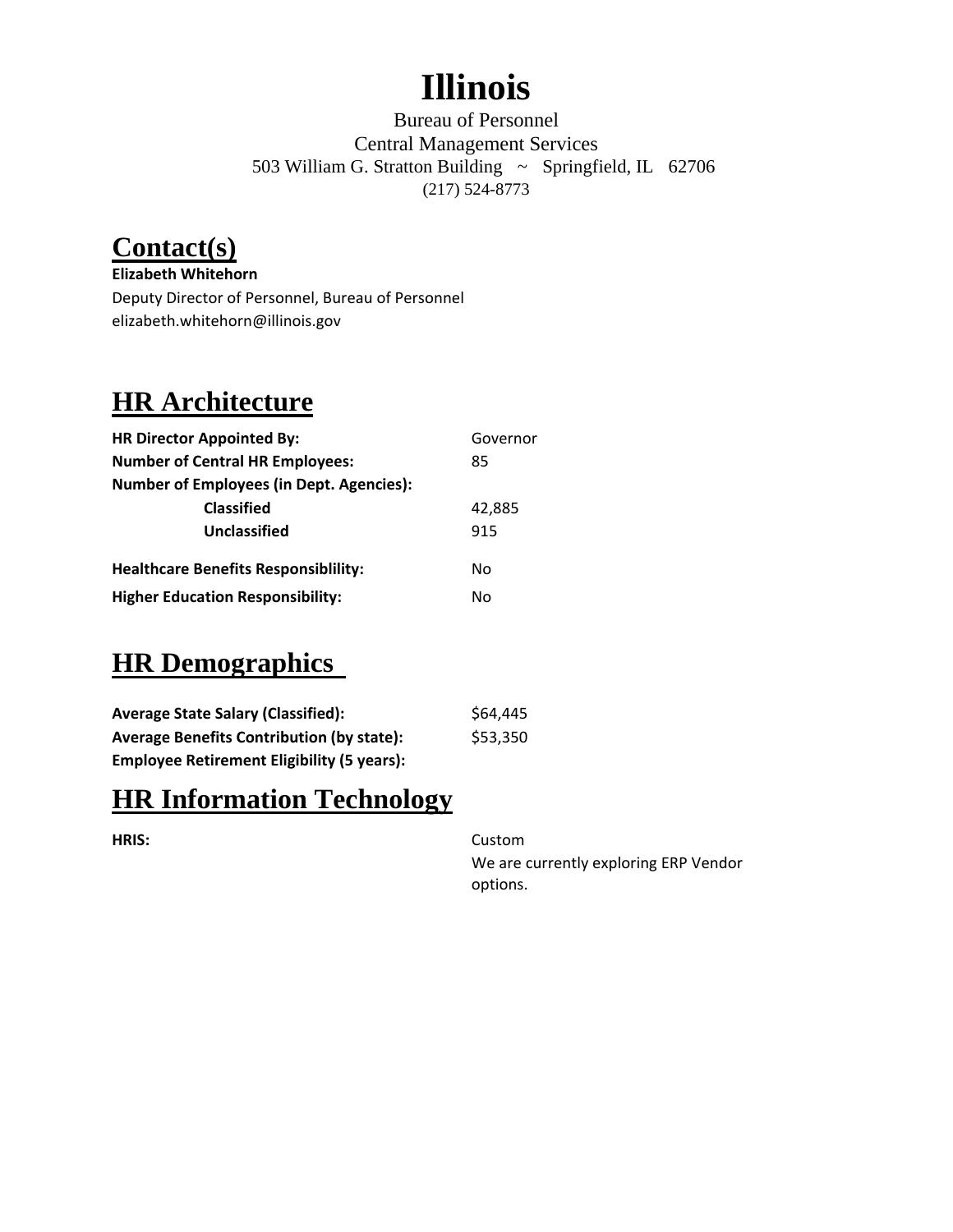# Illinois

Bureau of Personnel
Central Management Services
503 William G. Stratton Building ~ Springfield, IL 62706
(217) 524-8773

## Contact(s)

**Elizabeth Whitehorn**
Deputy Director of Personnel, Bureau of Personnel
elizabeth.whitehorn@illinois.gov

## HR Architecture

| | |
|---|---|
| **HR Director Appointed By:** | Governor |
| **Number of Central HR Employees:** | 85 |
| **Number of Employees (in Dept. Agencies):** | |
| **Classified** | 42,885 |
| **Unclassified** | 915 |
| **Healthcare Benefits Responsiblility:** | No |
| **Higher Education Responsibility:** | No |

## HR Demographics

| | |
|---|---|
| **Average State Salary (Classified):** | $64,445 |
| **Average Benefits Contribution (by state):** | $53,350 |
| **Employee Retirement Eligibility (5 years):** | |

## HR Information Technology

| | |
|---|---|
| **HRIS:** | Custom<br>We are currently exploring ERP Vendor options. |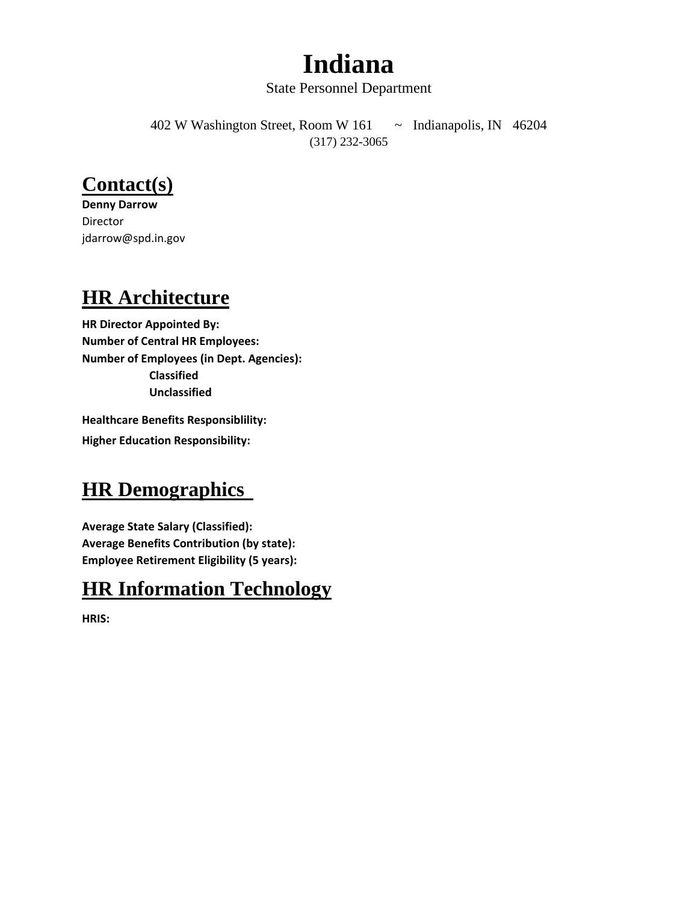# Indiana

State Personnel Department

402 W Washington Street, Room W 161 ~ Indianapolis, IN 46204
(317) 232-3065

## Contact(s)

**Denny Darrow**
Director
jdarrow@spd.in.gov

## HR Architecture

**HR Director Appointed By:**
**Number of Central HR Employees:**
**Number of Employees (in Dept. Agencies):**
**Classified**
**Unclassified**

**Healthcare Benefits Responsiblility:**
**Higher Education Responsibility:**

## HR Demographics

**Average State Salary (Classified):**
**Average Benefits Contribution (by state):**
**Employee Retirement Eligibility (5 years):**

## HR Information Technology

**HRIS:**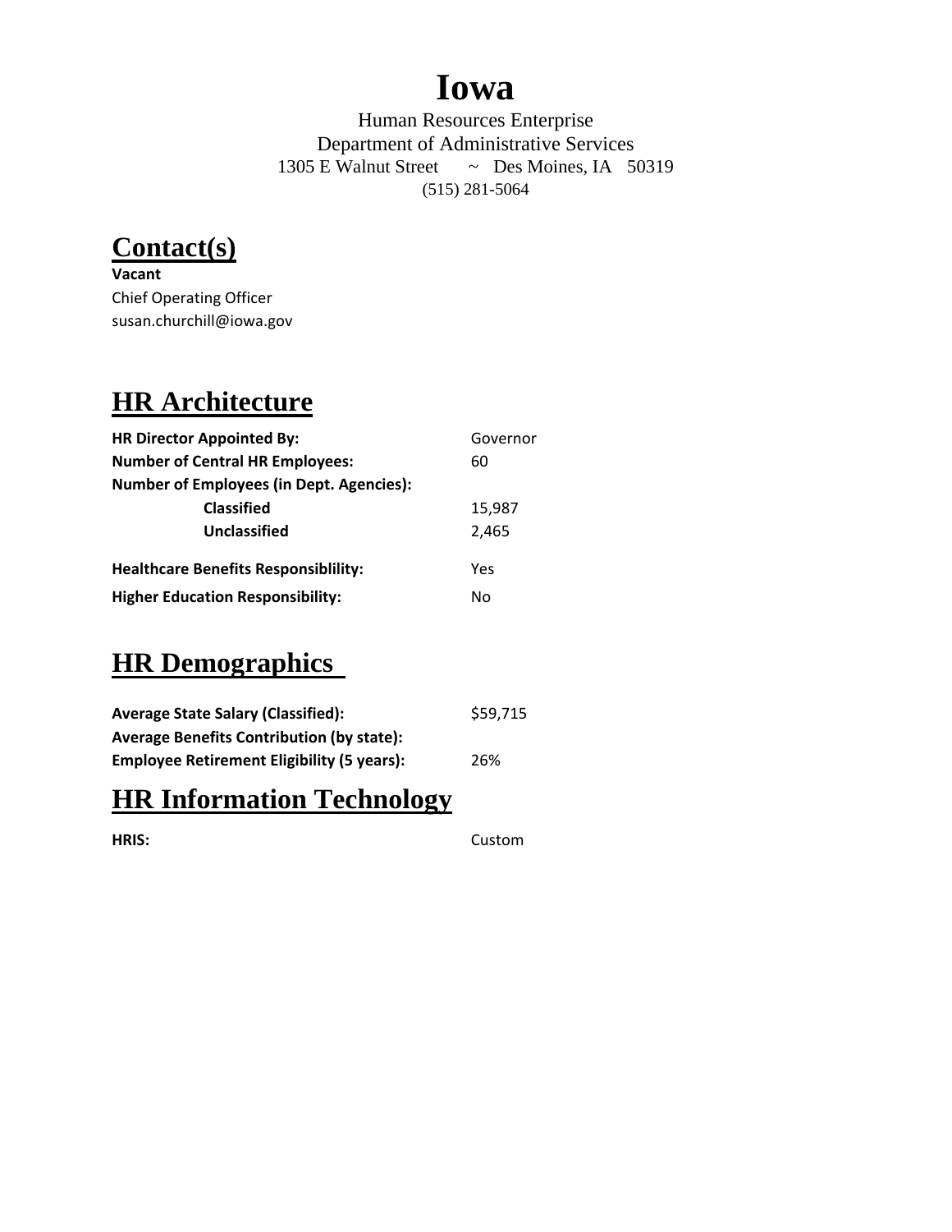# Iowa

Human Resources Enterprise
Department of Administrative Services
1305 E Walnut Street ~ Des Moines, IA 50319
(515) 281-5064

## Contact(s)

**Vacant**
Chief Operating Officer
susan.churchill@iowa.gov

## HR Architecture

| | |
|---|---|
| **HR Director Appointed By:** | Governor |
| **Number of Central HR Employees:** | 60 |
| **Number of Employees (in Dept. Agencies):** | |
| **Classified** | 15,987 |
| **Unclassified** | 2,465 |
| **Healthcare Benefits Responsiblility:** | Yes |
| **Higher Education Responsibility:** | No |

## HR Demographics

| | |
|---|---|
| **Average State Salary (Classified):** | $59,715 |
| **Average Benefits Contribution (by state):** | |
| **Employee Retirement Eligibility (5 years):** | 26% |

## HR Information Technology

| | |
|---|---|
| **HRIS:** | Custom |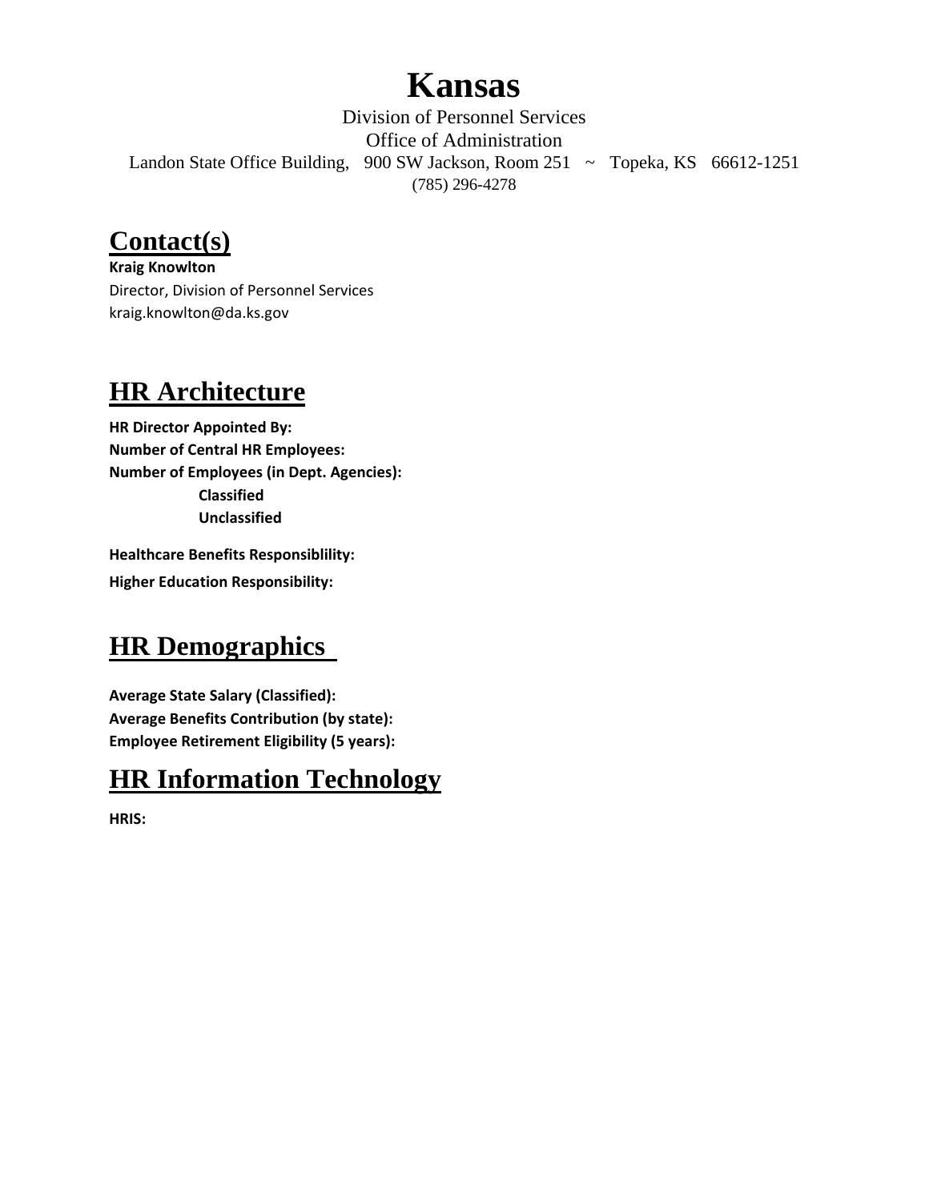# Kansas

Division of Personnel Services
Office of Administration
Landon State Office Building, 900 SW Jackson, Room 251 ~ Topeka, KS 66612-1251
(785) 296-4278

## Contact(s)

**Kraig Knowlton**
Director, Division of Personnel Services
kraig.knowlton@da.ks.gov

## HR Architecture

**HR Director Appointed By:**
**Number of Central HR Employees:**
**Number of Employees (in Dept. Agencies):**
- **Classified**
- **Unclassified**

**Healthcare Benefits Responsiblility:**
**Higher Education Responsibility:**

## HR Demographics

**Average State Salary (Classified):**
**Average Benefits Contribution (by state):**
**Employee Retirement Eligibility (5 years):**

## HR Information Technology

**HRIS:**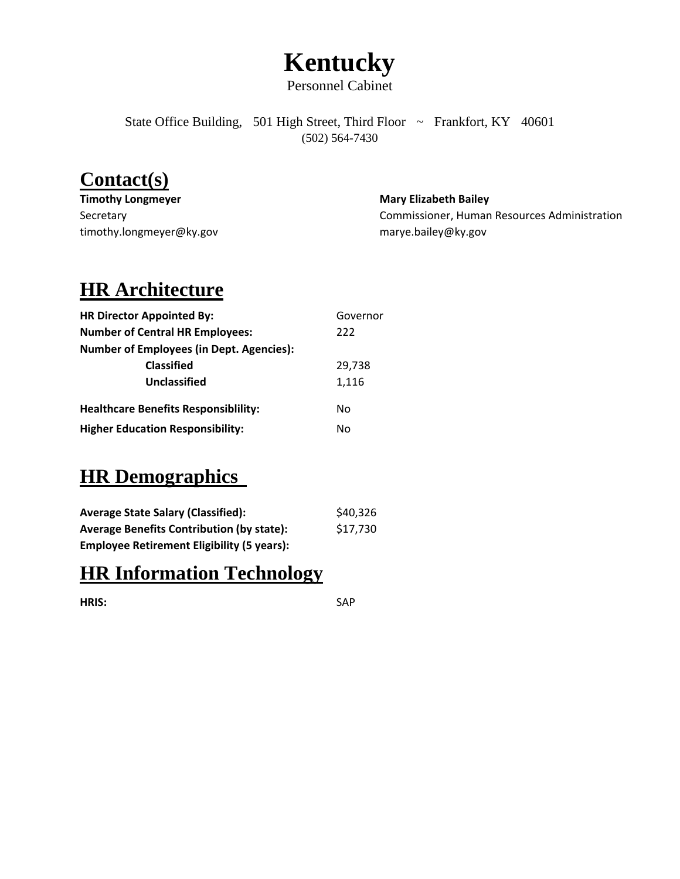# Kentucky

Personnel Cabinet

State Office Building, 501 High Street, Third Floor ~ Frankfort, KY 40601
(502) 564-7430

## Contact(s)

**Timothy Longmeyer**
Secretary
timothy.longmeyer@ky.gov

**Mary Elizabeth Bailey**
Commissioner, Human Resources Administration
marye.bailey@ky.gov

## HR Architecture

| | |
|---|---|
| **HR Director Appointed By:** | Governor |
| **Number of Central HR Employees:** | 222 |
| **Number of Employees (in Dept. Agencies):** | |
| **Classified** | 29,738 |
| **Unclassified** | 1,116 |
| **Healthcare Benefits Responsiblility:** | No |
| **Higher Education Responsibility:** | No |

## HR Demographics

| | |
|---|---|
| **Average State Salary (Classified):** | $40,326 |
| **Average Benefits Contribution (by state):** | $17,730 |
| **Employee Retirement Eligibility (5 years):** | |

## HR Information Technology

| | |
|---|---|
| **HRIS:** | SAP |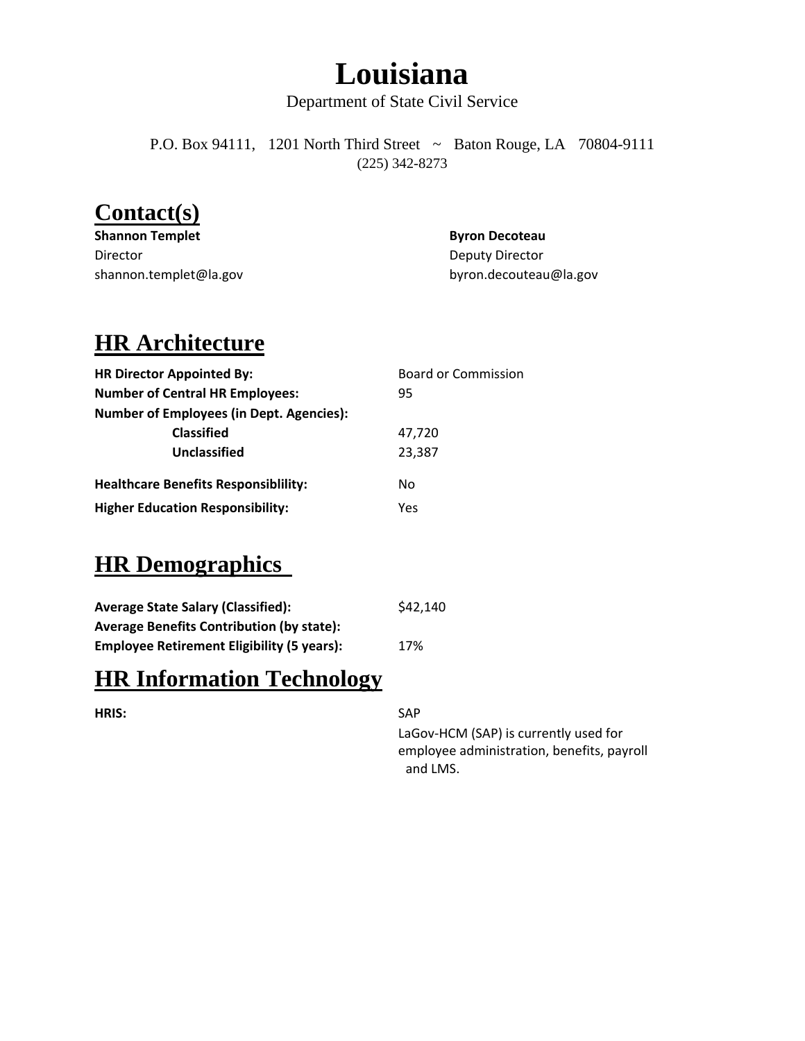# Louisiana

Department of State Civil Service

P.O. Box 94111, 1201 North Third Street ~ Baton Rouge, LA 70804-9111
(225) 342-8273

## Contact(s)

**Shannon Templet**
Director
shannon.templet@la.gov

**Byron Decoteau**
Deputy Director
byron.decouteau@la.gov

## HR Architecture

| | |
|---|---|
| **HR Director Appointed By:** | Board or Commission |
| **Number of Central HR Employees:** | 95 |
| **Number of Employees (in Dept. Agencies):** | |
| **Classified** | 47,720 |
| **Unclassified** | 23,387 |
| **Healthcare Benefits Responsiblility:** | No |
| **Higher Education Responsibility:** | Yes |

## HR Demographics

| | |
|---|---|
| **Average State Salary (Classified):** | $42,140 |
| **Average Benefits Contribution (by state):** | |
| **Employee Retirement Eligibility (5 years):** | 17% |

## HR Information Technology

| | |
|---|---|
| **HRIS:** | SAP<br>LaGov-HCM (SAP) is currently used for employee administration, benefits, payroll and LMS. |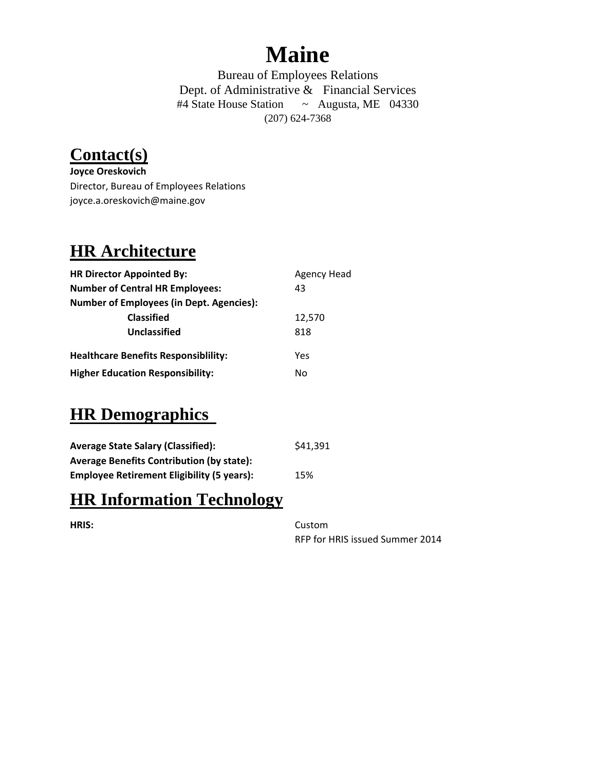# Maine

Bureau of Employees Relations
Dept. of Administrative & Financial Services
#4 State House Station ~ Augusta, ME 04330
(207) 624-7368

## Contact(s)

**Joyce Oreskovich**
Director, Bureau of Employees Relations
joyce.a.oreskovich@maine.gov

## HR Architecture

| | |
|---|---|
| **HR Director Appointed By:** | Agency Head |
| **Number of Central HR Employees:** | 43 |
| **Number of Employees (in Dept. Agencies):** | |
| **Classified** | 12,570 |
| **Unclassified** | 818 |
| **Healthcare Benefits Responsiblility:** | Yes |
| **Higher Education Responsibility:** | No |

## HR Demographics

| | |
|---|---|
| **Average State Salary (Classified):** | $41,391 |
| **Average Benefits Contribution (by state):** | |
| **Employee Retirement Eligibility (5 years):** | 15% |

## HR Information Technology

| | |
|---|---|
| **HRIS:** | Custom<br>RFP for HRIS issued Summer 2014 |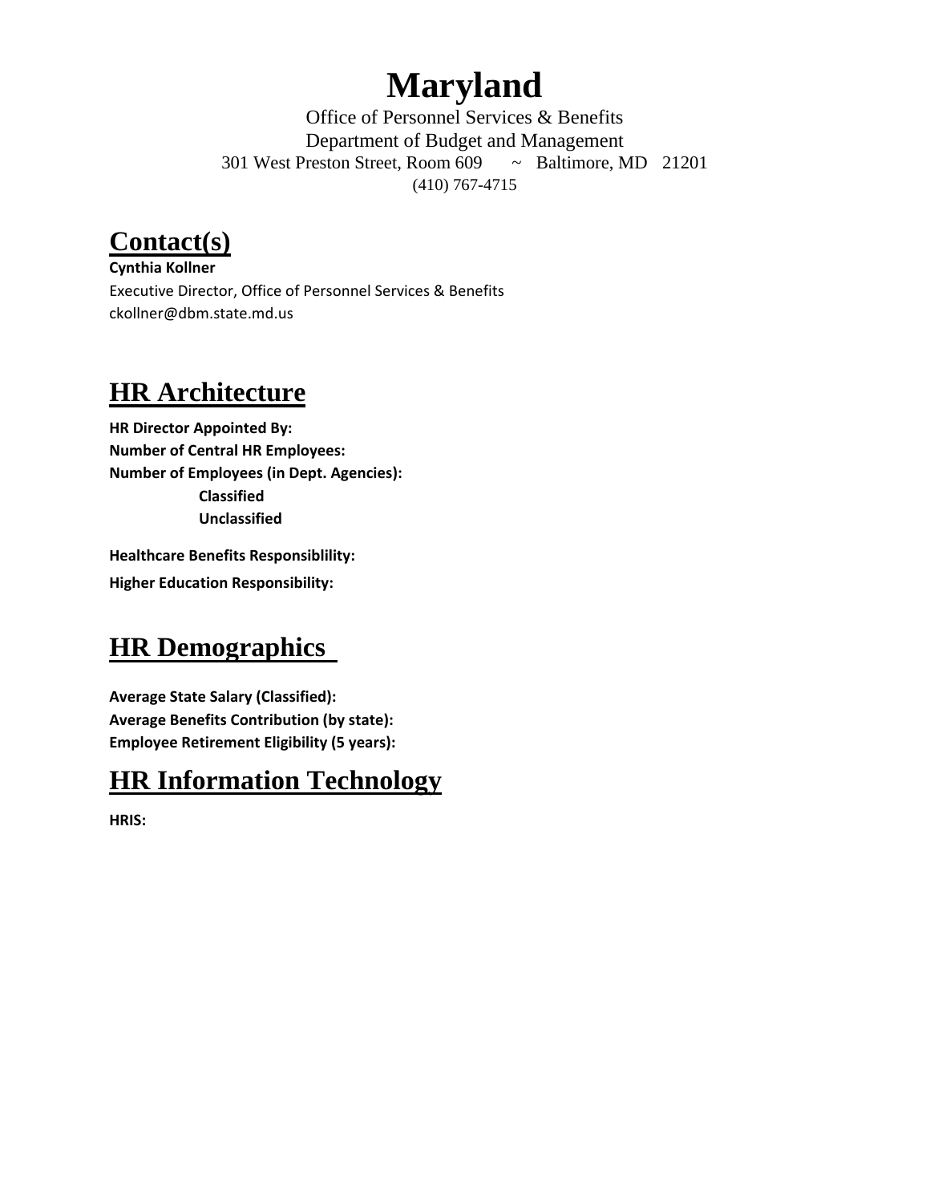# Maryland

Office of Personnel Services & Benefits
Department of Budget and Management
301 West Preston Street, Room 609 ~ Baltimore, MD 21201
(410) 767-4715

## Contact(s)

**Cynthia Kollner**
Executive Director, Office of Personnel Services & Benefits
ckollner@dbm.state.md.us

## HR Architecture

**HR Director Appointed By:**
**Number of Central HR Employees:**
**Number of Employees (in Dept. Agencies):**
- **Classified**
- **Unclassified**

**Healthcare Benefits Responsiblility:**
**Higher Education Responsibility:**

## HR Demographics

**Average State Salary (Classified):**
**Average Benefits Contribution (by state):**
**Employee Retirement Eligibility (5 years):**

## HR Information Technology

**HRIS:**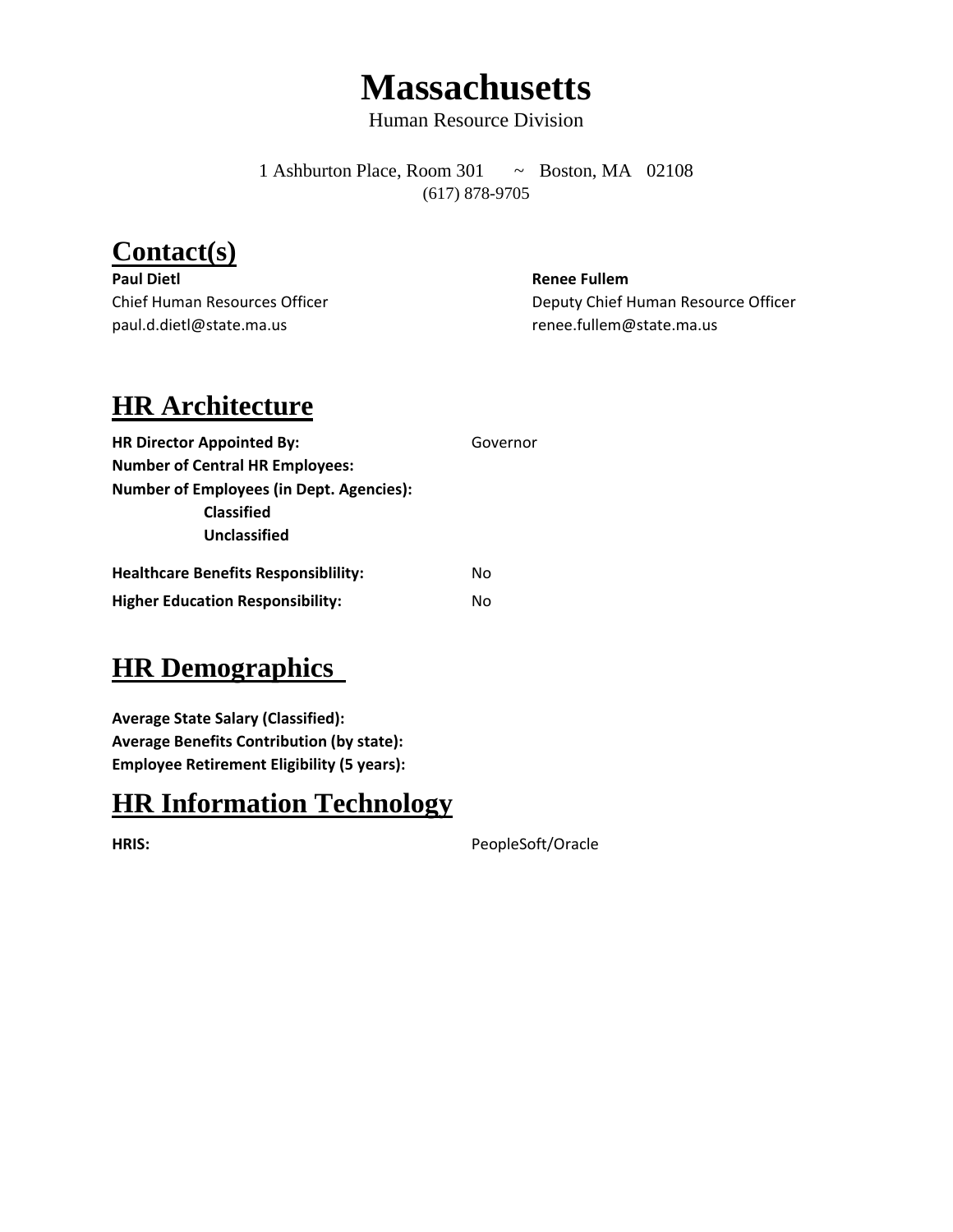# Massachusetts

Human Resource Division

1 Ashburton Place, Room 301 ~ Boston, MA 02108
(617) 878-9705

## Contact(s)

**Paul Dietl**
Chief Human Resources Officer
paul.d.dietl@state.ma.us

**Renee Fullem**
Deputy Chief Human Resource Officer
renee.fullem@state.ma.us

## HR Architecture

**HR Director Appointed By:** Governor
**Number of Central HR Employees:**
**Number of Employees (in Dept. Agencies):**
**Classified**
**Unclassified**

**Healthcare Benefits Responsiblility:** No
**Higher Education Responsibility:** No

## HR Demographics

**Average State Salary (Classified):**
**Average Benefits Contribution (by state):**
**Employee Retirement Eligibility (5 years):**

## HR Information Technology

**HRIS:** PeopleSoft/Oracle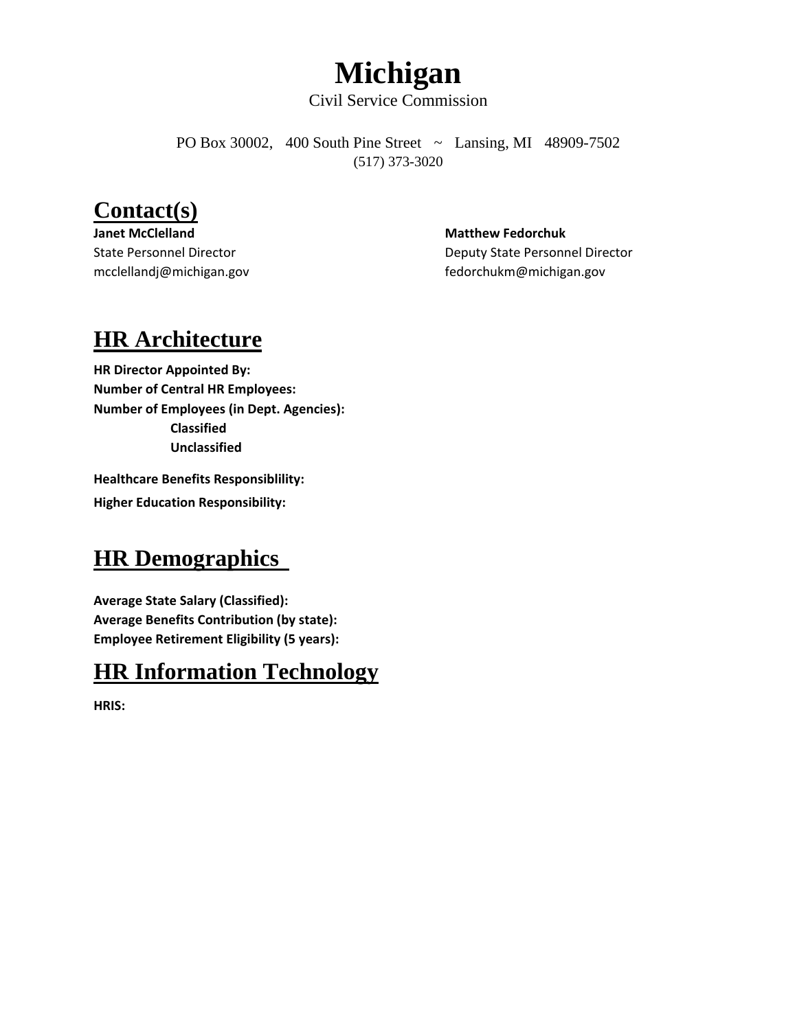# Michigan

Civil Service Commission

PO Box 30002, 400 South Pine Street ~ Lansing, MI 48909-7502
(517) 373-3020

## Contact(s)

**Janet McClelland**
State Personnel Director
mcclellandj@michigan.gov

**Matthew Fedorchuk**
Deputy State Personnel Director
fedorchukm@michigan.gov

## HR Architecture

**HR Director Appointed By:**
**Number of Central HR Employees:**
**Number of Employees (in Dept. Agencies):**
**Classified**
**Unclassified**

**Healthcare Benefits Responsiblility:**
**Higher Education Responsibility:**

## HR Demographics

**Average State Salary (Classified):**
**Average Benefits Contribution (by state):**
**Employee Retirement Eligibility (5 years):**

## HR Information Technology

**HRIS:**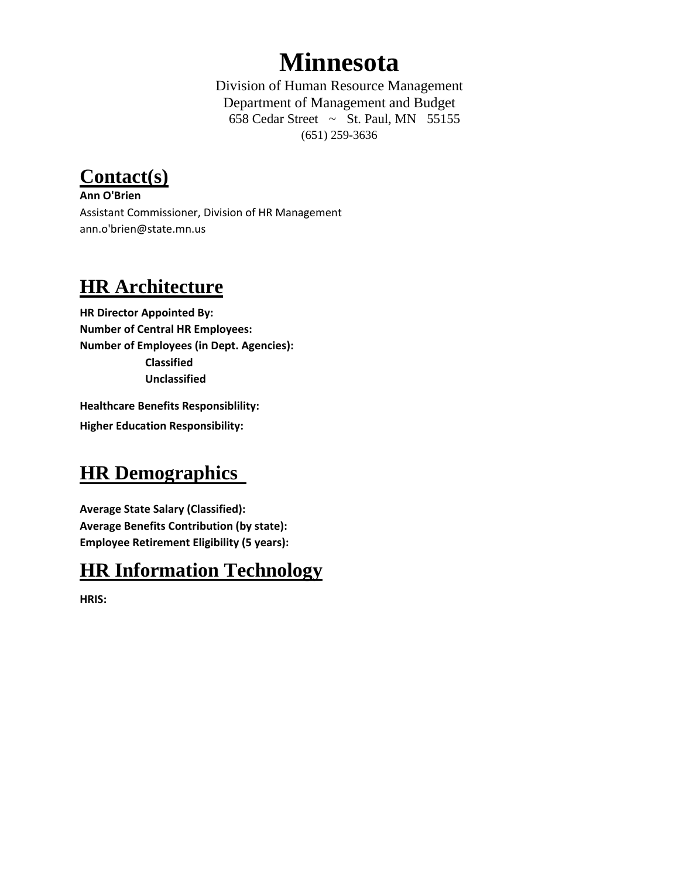# Minnesota

Division of Human Resource Management
Department of Management and Budget
658 Cedar Street ~ St. Paul, MN 55155
(651) 259-3636

## Contact(s)

**Ann O'Brien**
Assistant Commissioner, Division of HR Management
ann.o'brien@state.mn.us

## HR Architecture

**HR Director Appointed By:**
**Number of Central HR Employees:**
**Number of Employees (in Dept. Agencies):**
**Classified**
**Unclassified**

**Healthcare Benefits Responsiblility:**
**Higher Education Responsibility:**

## HR Demographics

**Average State Salary (Classified):**
**Average Benefits Contribution (by state):**
**Employee Retirement Eligibility (5 years):**

## HR Information Technology

**HRIS:**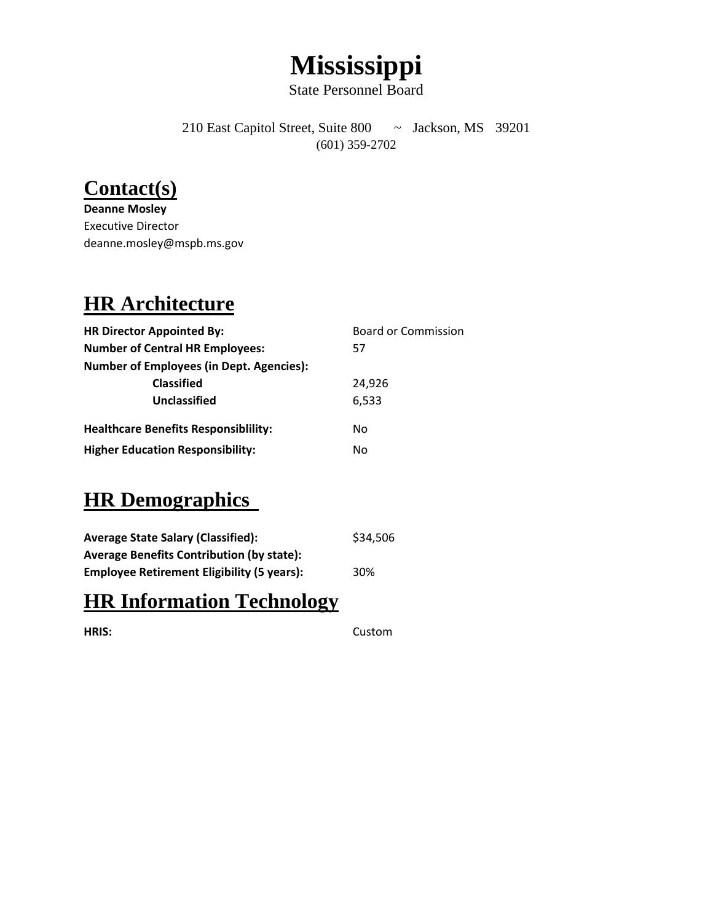# Mississippi

State Personnel Board

210 East Capitol Street, Suite 800 ~ Jackson, MS 39201
(601) 359-2702

## Contact(s)

**Deanne Mosley**
Executive Director
deanne.mosley@mspb.ms.gov

## HR Architecture

| | |
|---|---|
| **HR Director Appointed By:** | Board or Commission |
| **Number of Central HR Employees:** | 57 |
| **Number of Employees (in Dept. Agencies):** | |
| **Classified** | 24,926 |
| **Unclassified** | 6,533 |
| **Healthcare Benefits Responsiblility:** | No |
| **Higher Education Responsibility:** | No |

## HR Demographics

| | |
|---|---|
| **Average State Salary (Classified):** | $34,506 |
| **Average Benefits Contribution (by state):** | |
| **Employee Retirement Eligibility (5 years):** | 30% |

## HR Information Technology

| | |
|---|---|
| **HRIS:** | Custom |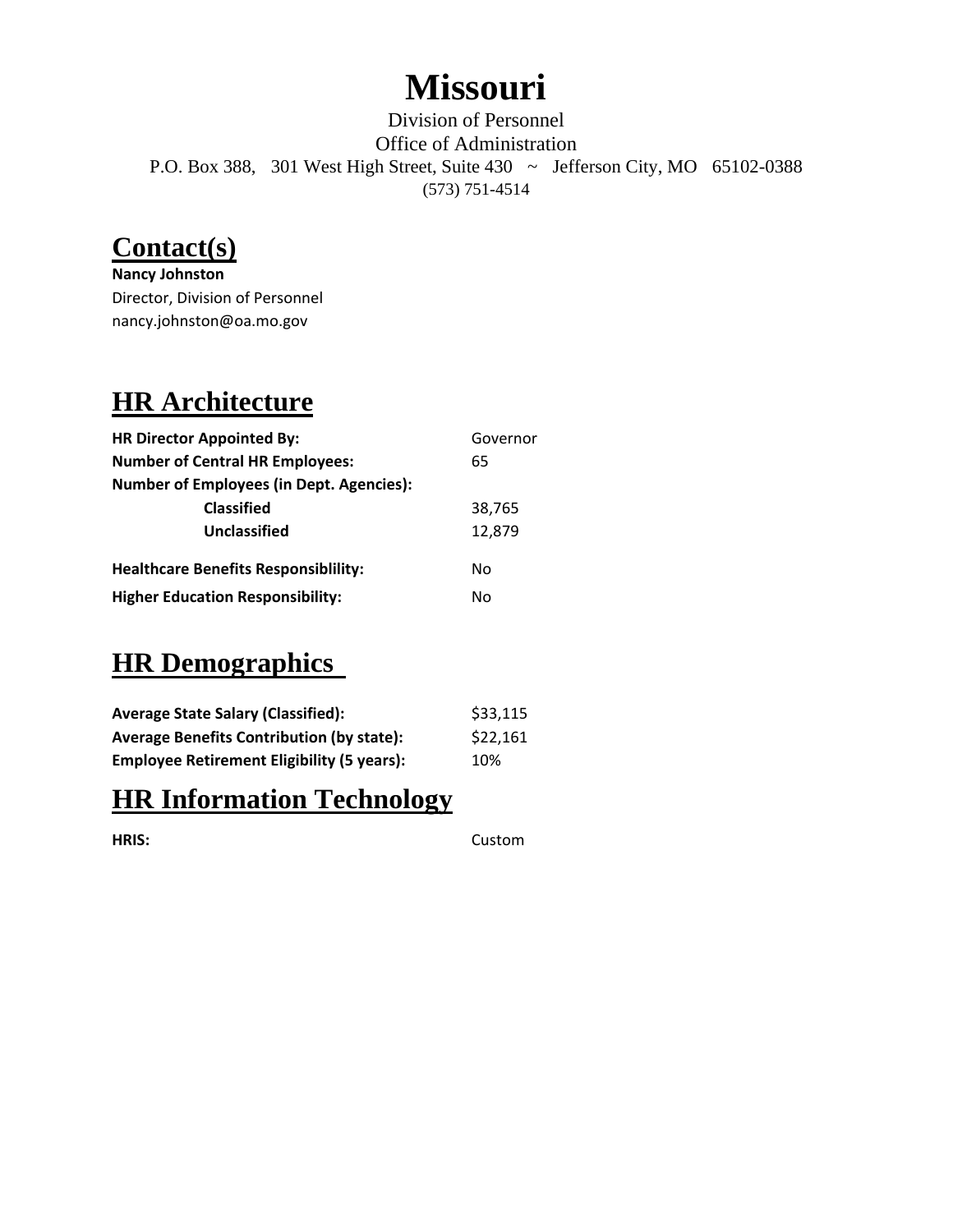# Missouri

Division of Personnel
Office of Administration
P.O. Box 388, 301 West High Street, Suite 430 ~ Jefferson City, MO 65102-0388
(573) 751-4514

## Contact(s)

**Nancy Johnston**
Director, Division of Personnel
nancy.johnston@oa.mo.gov

## HR Architecture

| | |
|---|---|
| **HR Director Appointed By:** | Governor |
| **Number of Central HR Employees:** | 65 |
| **Number of Employees (in Dept. Agencies):** | |
| **Classified** | 38,765 |
| **Unclassified** | 12,879 |
| **Healthcare Benefits Responsiblility:** | No |
| **Higher Education Responsibility:** | No |

## HR Demographics

| | |
|---|---|
| **Average State Salary (Classified):** | $33,115 |
| **Average Benefits Contribution (by state):** | $22,161 |
| **Employee Retirement Eligibility (5 years):** | 10% |

## HR Information Technology

| | |
|---|---|
| **HRIS:** | Custom |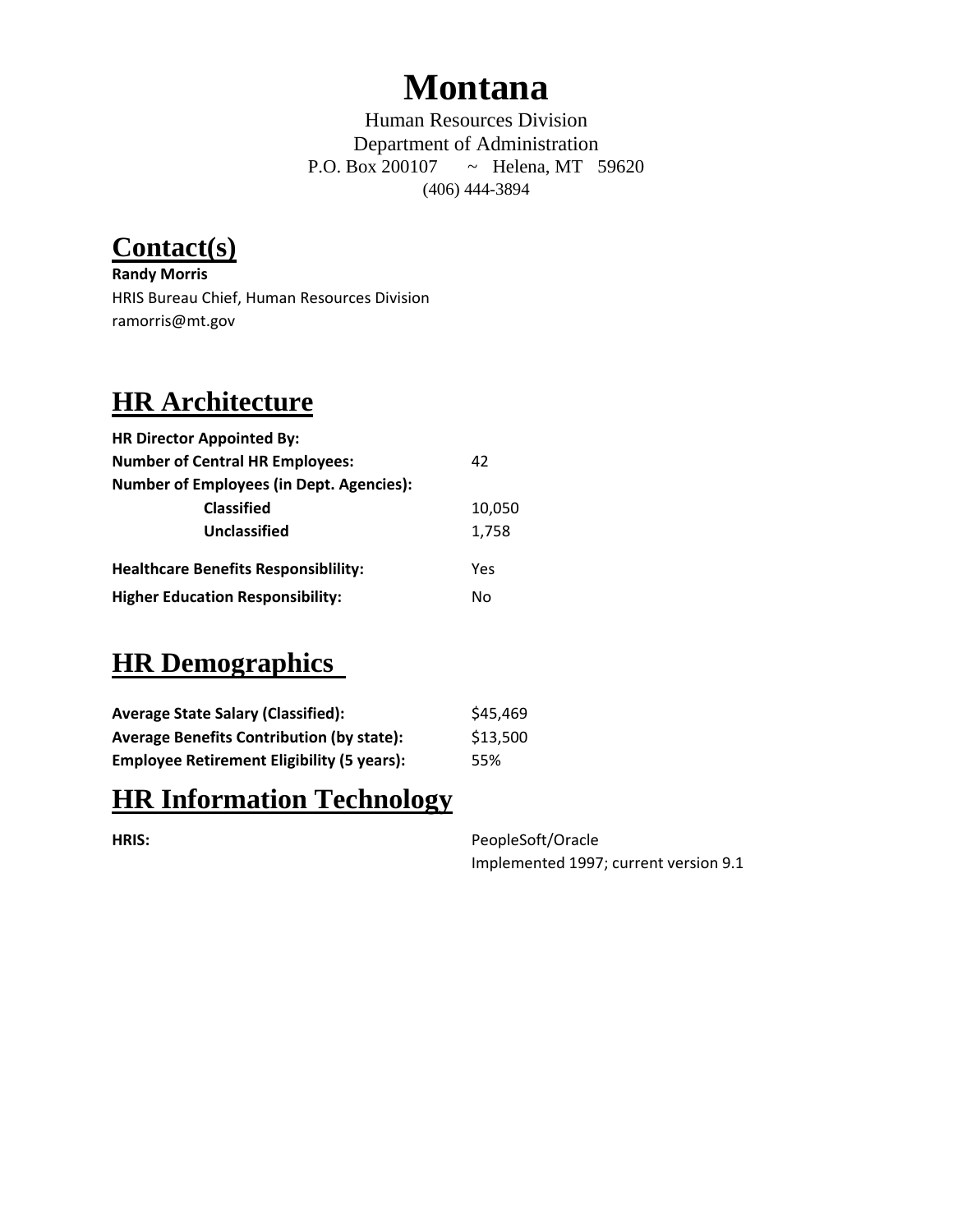# Montana

Human Resources Division
Department of Administration
P.O. Box 200107 ~ Helena, MT 59620
(406) 444-3894

## Contact(s)

**Randy Morris**
HRIS Bureau Chief, Human Resources Division
ramorris@mt.gov

## HR Architecture

| | |
|---|---|
| **HR Director Appointed By:** | |
| **Number of Central HR Employees:** | 42 |
| **Number of Employees (in Dept. Agencies):** | |
| **Classified** | 10,050 |
| **Unclassified** | 1,758 |
| **Healthcare Benefits Responsiblility:** | Yes |
| **Higher Education Responsibility:** | No |

## HR Demographics

| | |
|---|---|
| **Average State Salary (Classified):** | $45,469 |
| **Average Benefits Contribution (by state):** | $13,500 |
| **Employee Retirement Eligibility (5 years):** | 55% |

## HR Information Technology

| | |
|---|---|
| **HRIS:** | PeopleSoft/Oracle<br>Implemented 1997; current version 9.1 |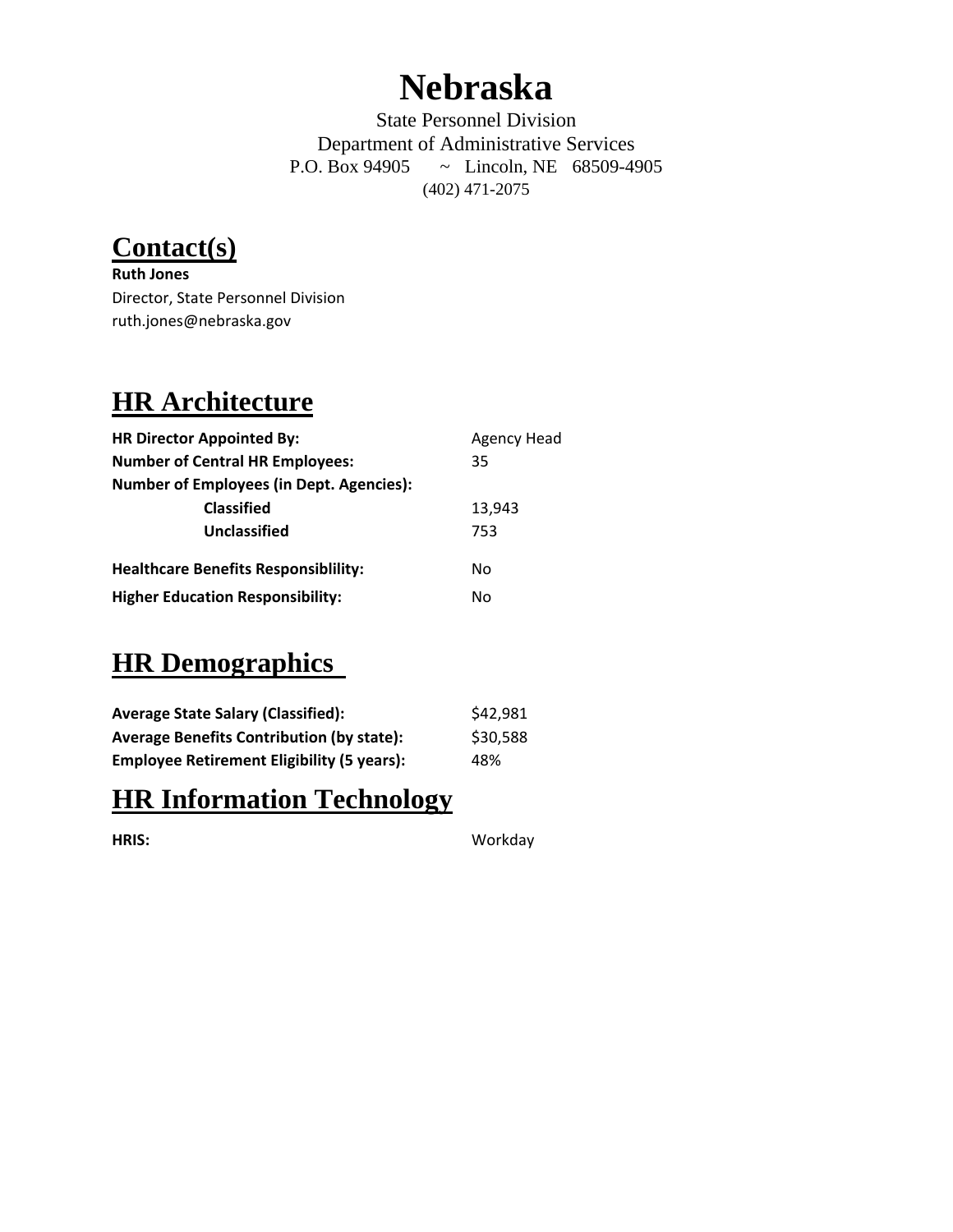# Nebraska

State Personnel Division
Department of Administrative Services
P.O. Box 94905 ~ Lincoln, NE 68509-4905
(402) 471-2075

## Contact(s)

**Ruth Jones**
Director, State Personnel Division
ruth.jones@nebraska.gov

## HR Architecture

| | |
|---|---|
| **HR Director Appointed By:** | Agency Head |
| **Number of Central HR Employees:** | 35 |
| **Number of Employees (in Dept. Agencies):** | |
| **Classified** | 13,943 |
| **Unclassified** | 753 |
| **Healthcare Benefits Responsiblility:** | No |
| **Higher Education Responsibility:** | No |

## HR Demographics

| | |
|---|---|
| **Average State Salary (Classified):** | $42,981 |
| **Average Benefits Contribution (by state):** | $30,588 |
| **Employee Retirement Eligibility (5 years):** | 48% |

## HR Information Technology

| | |
|---|---|
| **HRIS:** | Workday |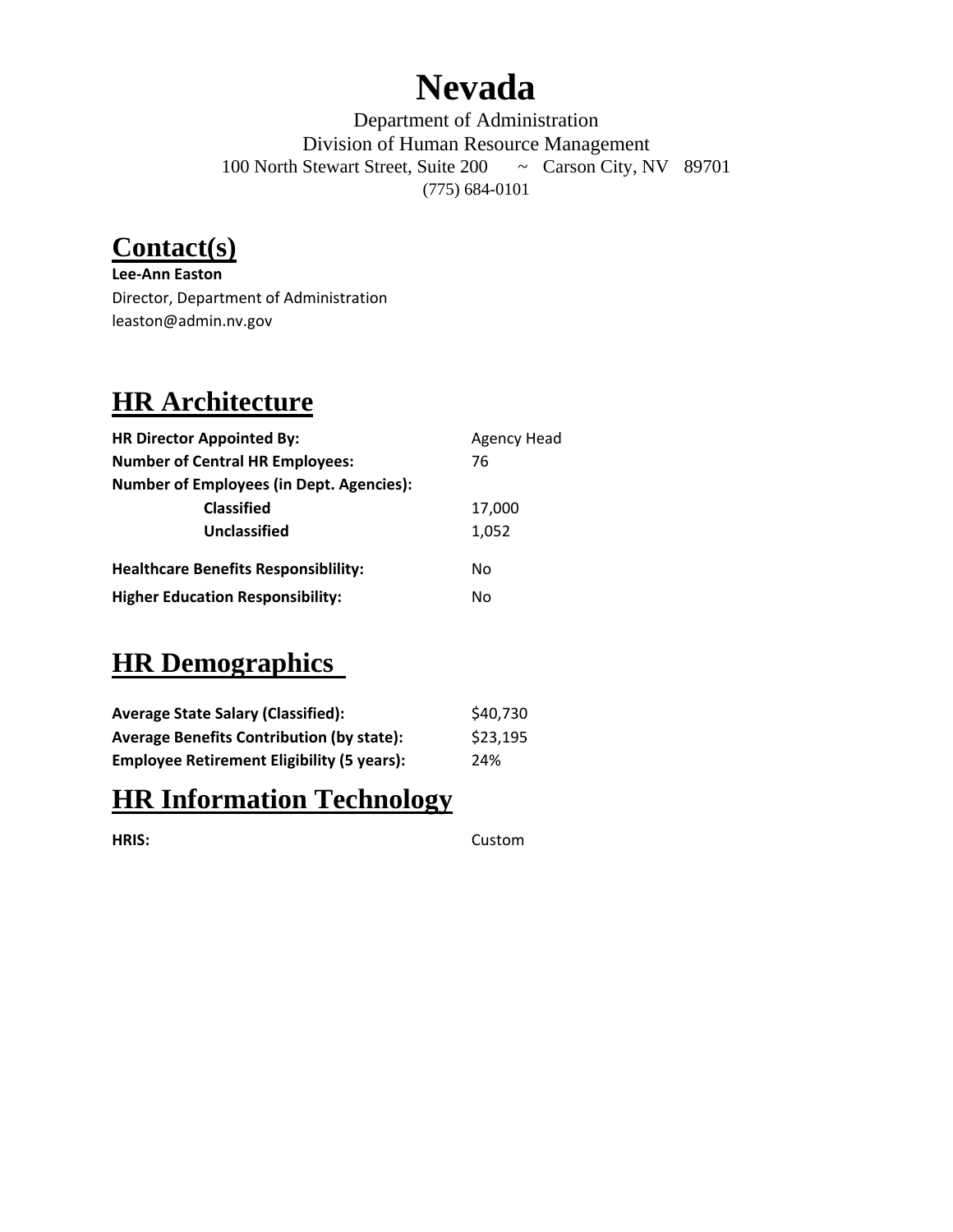# Nevada

Department of Administration
Division of Human Resource Management
100 North Stewart Street, Suite 200 ~ Carson City, NV 89701
(775) 684-0101

## Contact(s)

**Lee-Ann Easton**
Director, Department of Administration
leaston@admin.nv.gov

## HR Architecture

| | |
|---|---|
| **HR Director Appointed By:** | Agency Head |
| **Number of Central HR Employees:** | 76 |
| **Number of Employees (in Dept. Agencies):** | |
| **Classified** | 17,000 |
| **Unclassified** | 1,052 |
| **Healthcare Benefits Responsiblility:** | No |
| **Higher Education Responsibility:** | No |

## HR Demographics

| | |
|---|---|
| **Average State Salary (Classified):** | $40,730 |
| **Average Benefits Contribution (by state):** | $23,195 |
| **Employee Retirement Eligibility (5 years):** | 24% |

## HR Information Technology

| | |
|---|---|
| **HRIS:** | Custom |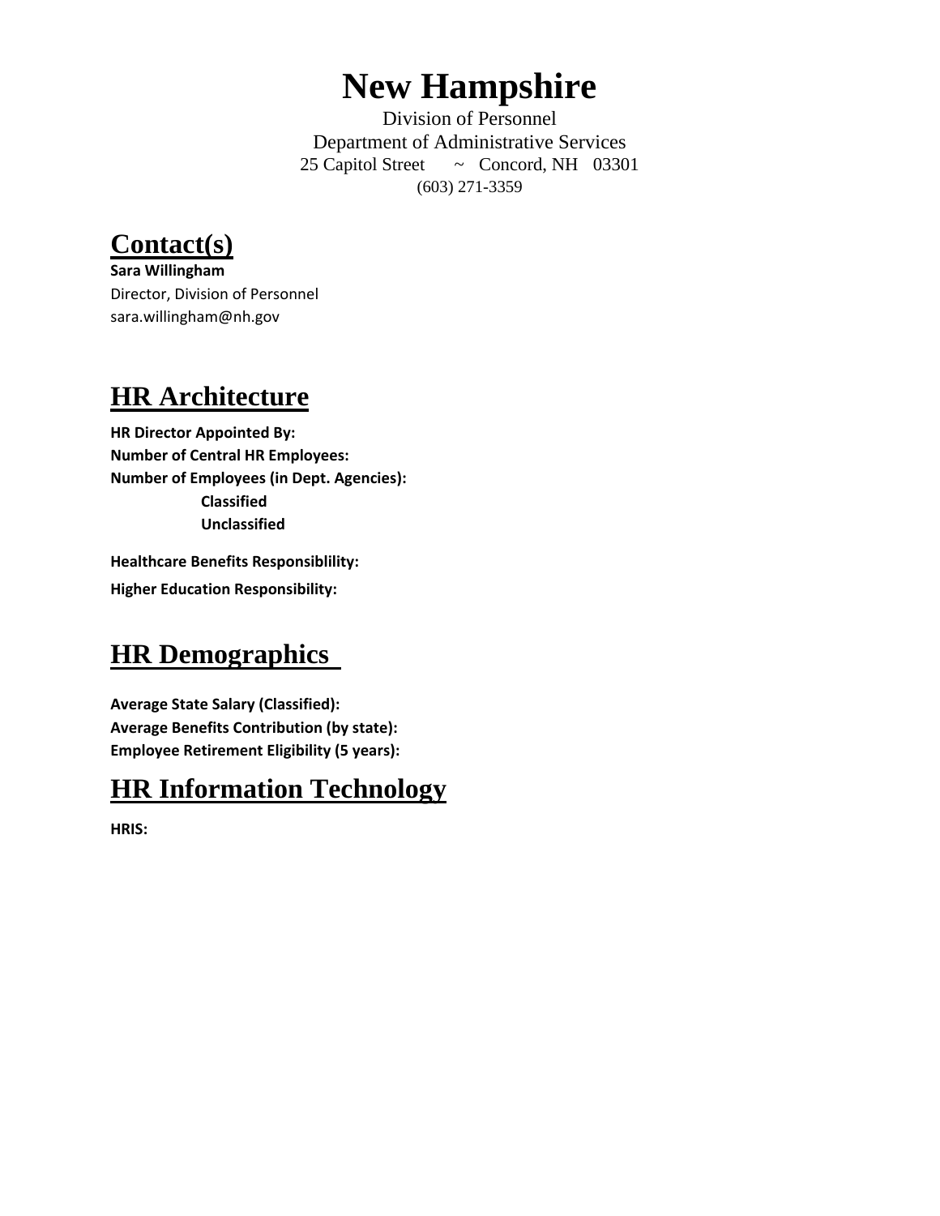# New Hampshire

Division of Personnel
Department of Administrative Services
25 Capitol Street ~ Concord, NH 03301
(603) 271-3359

## Contact(s)

**Sara Willingham**
Director, Division of Personnel
sara.willingham@nh.gov

## HR Architecture

**HR Director Appointed By:**
**Number of Central HR Employees:**
**Number of Employees (in Dept. Agencies):**
**Classified**
**Unclassified**

**Healthcare Benefits Responsiblility:**

**Higher Education Responsibility:**

## HR Demographics

**Average State Salary (Classified):**
**Average Benefits Contribution (by state):**
**Employee Retirement Eligibility (5 years):**

## HR Information Technology

**HRIS:**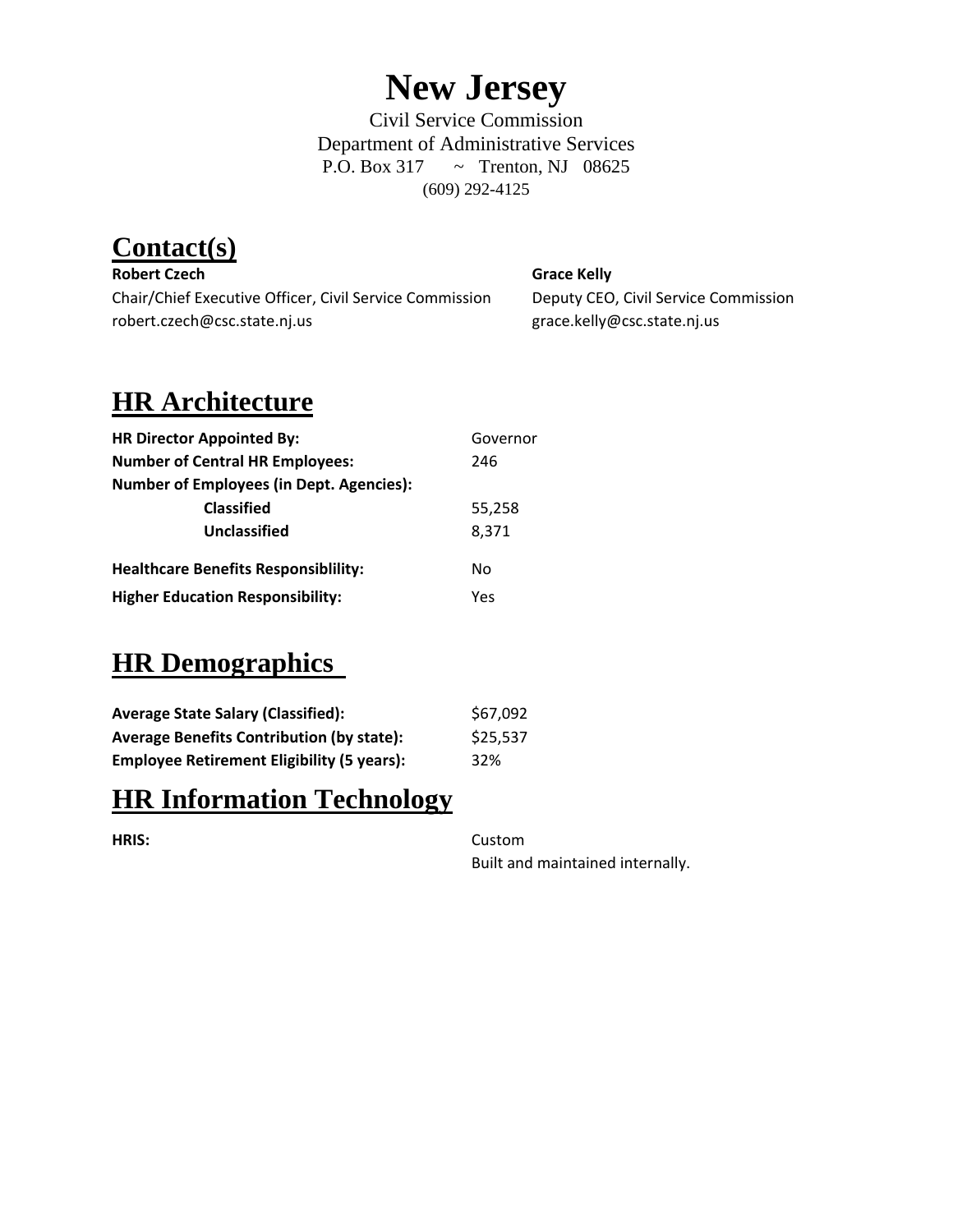# New Jersey

Civil Service Commission
Department of Administrative Services
P.O. Box 317 ~ Trenton, NJ 08625
(609) 292-4125

## Contact(s)

**Robert Czech**
Chair/Chief Executive Officer, Civil Service Commission
robert.czech@csc.state.nj.us

**Grace Kelly**
Deputy CEO, Civil Service Commission
grace.kelly@csc.state.nj.us

## HR Architecture

| | |
|---|---|
| **HR Director Appointed By:** | Governor |
| **Number of Central HR Employees:** | 246 |
| **Number of Employees (in Dept. Agencies):** | |
| **Classified** | 55,258 |
| **Unclassified** | 8,371 |
| **Healthcare Benefits Responsiblility:** | No |
| **Higher Education Responsibility:** | Yes |

## HR Demographics

| | |
|---|---|
| **Average State Salary (Classified):** | $67,092 |
| **Average Benefits Contribution (by state):** | $25,537 |
| **Employee Retirement Eligibility (5 years):** | 32% |

## HR Information Technology

| | |
|---|---|
| **HRIS:** | Custom<br>Built and maintained internally. |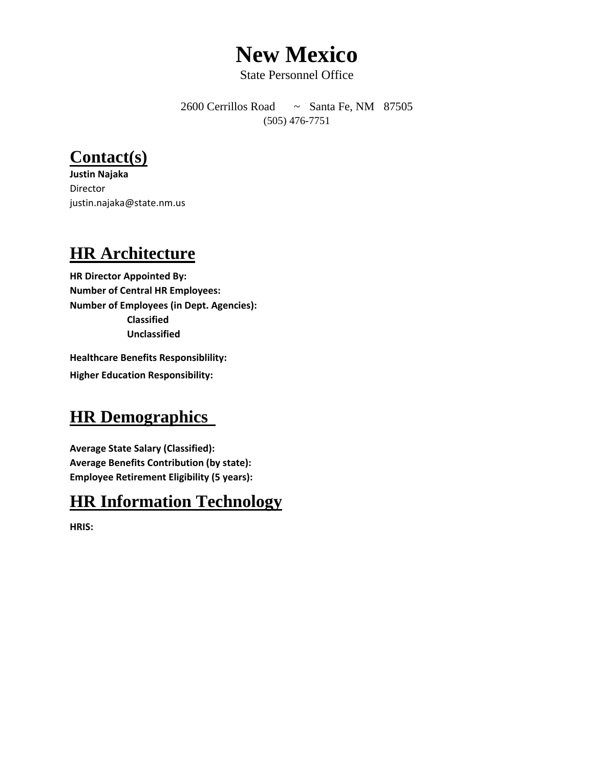# New Mexico

State Personnel Office

2600 Cerrillos Road ~ Santa Fe, NM 87505
(505) 476-7751

## Contact(s)

**Justin Najaka**
Director
justin.najaka@state.nm.us

## HR Architecture

**HR Director Appointed By:**
**Number of Central HR Employees:**
**Number of Employees (in Dept. Agencies):**
**Classified**
**Unclassified**

**Healthcare Benefits Responsiblility:**
**Higher Education Responsibility:**

## HR Demographics

**Average State Salary (Classified):**
**Average Benefits Contribution (by state):**
**Employee Retirement Eligibility (5 years):**

## HR Information Technology

**HRIS:**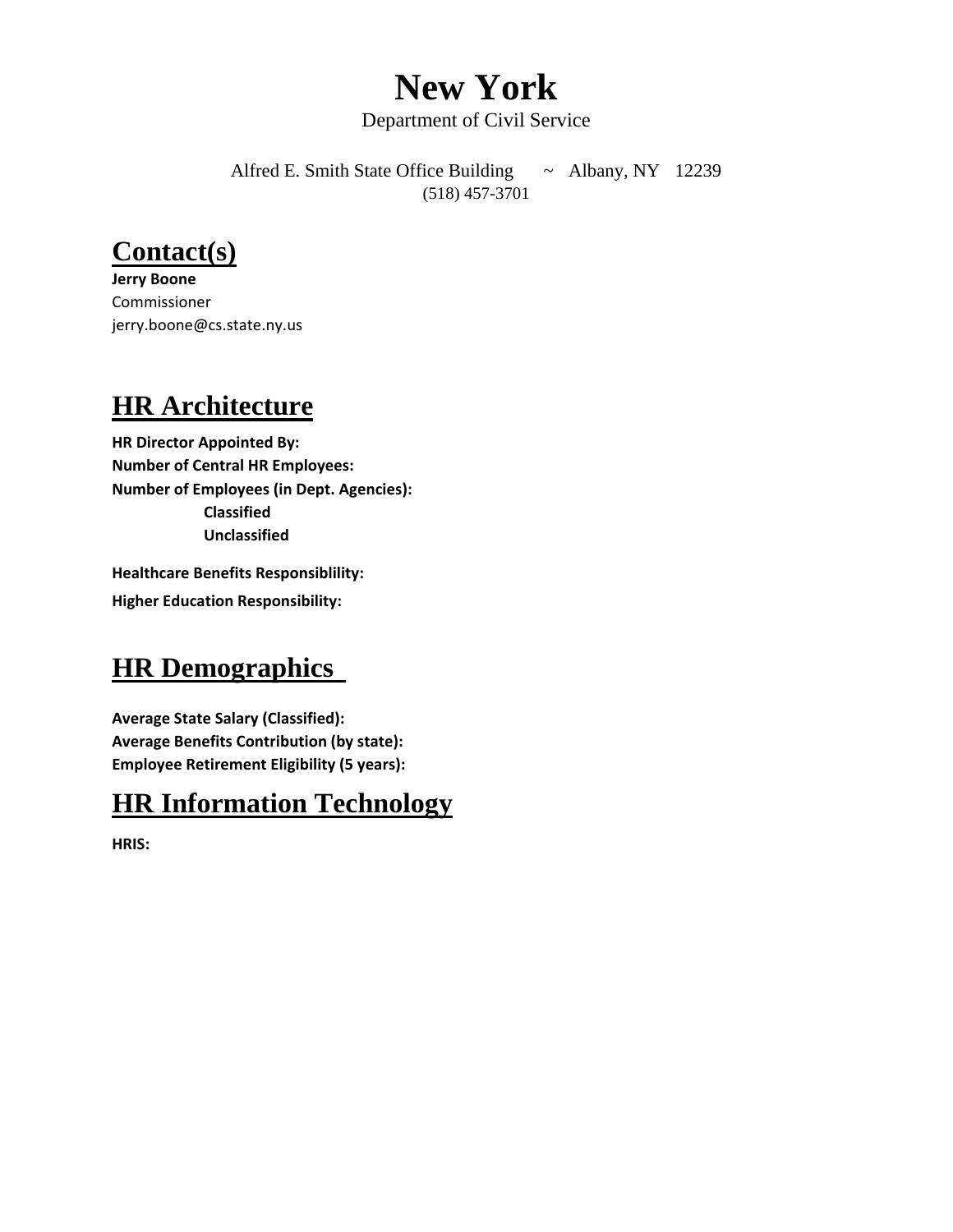# New York

Department of Civil Service

Alfred E. Smith State Office Building ~ Albany, NY 12239
(518) 457-3701

## Contact(s)

**Jerry Boone**
Commissioner
jerry.boone@cs.state.ny.us

## HR Architecture

**HR Director Appointed By:**
**Number of Central HR Employees:**
**Number of Employees (in Dept. Agencies):**
**Classified**
**Unclassified**

**Healthcare Benefits Responsiblility:**
**Higher Education Responsibility:**

## HR Demographics

**Average State Salary (Classified):**
**Average Benefits Contribution (by state):**
**Employee Retirement Eligibility (5 years):**

## HR Information Technology

**HRIS:**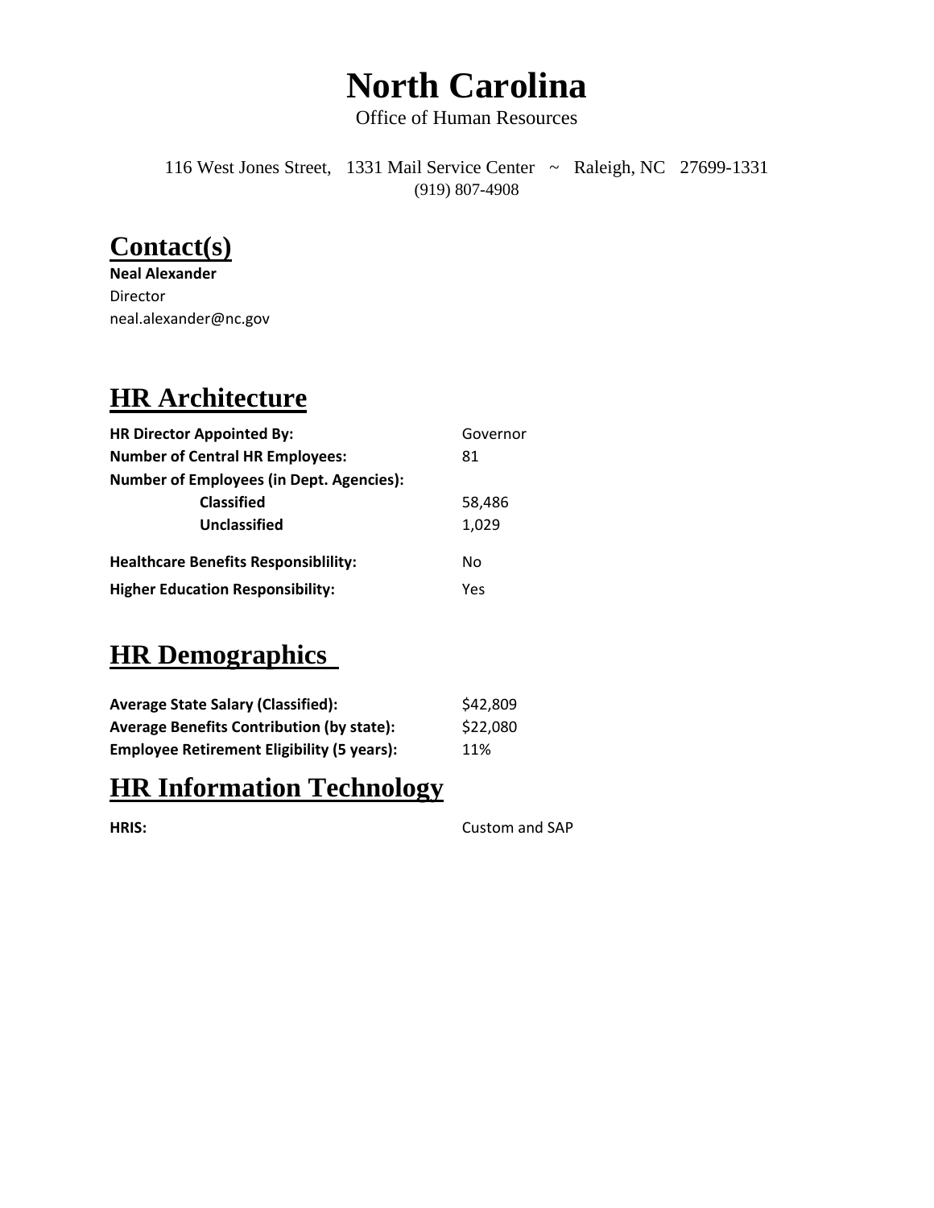# North Carolina

Office of Human Resources

116 West Jones Street, 1331 Mail Service Center ~ Raleigh, NC 27699-1331
(919) 807-4908

## Contact(s)

**Neal Alexander**
Director
neal.alexander@nc.gov

## HR Architecture

| | |
|---|---|
| **HR Director Appointed By:** | Governor |
| **Number of Central HR Employees:** | 81 |
| **Number of Employees (in Dept. Agencies):** | |
| **Classified** | 58,486 |
| **Unclassified** | 1,029 |
| **Healthcare Benefits Responsiblility:** | No |
| **Higher Education Responsibility:** | Yes |

## HR Demographics

| | |
|---|---|
| **Average State Salary (Classified):** | $42,809 |
| **Average Benefits Contribution (by state):** | $22,080 |
| **Employee Retirement Eligibility (5 years):** | 11% |

## HR Information Technology

| | |
|---|---|
| **HRIS:** | Custom and SAP |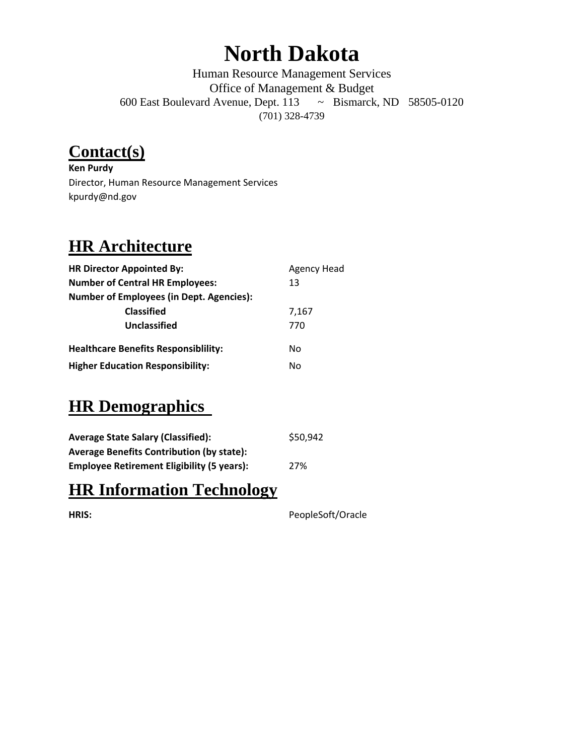# North Dakota

Human Resource Management Services
Office of Management & Budget
600 East Boulevard Avenue, Dept. 113 ~ Bismarck, ND 58505-0120
(701) 328-4739

## Contact(s)

**Ken Purdy**
Director, Human Resource Management Services
kpurdy@nd.gov

## HR Architecture

| | |
|---|---|
| **HR Director Appointed By:** | Agency Head |
| **Number of Central HR Employees:** | 13 |
| **Number of Employees (in Dept. Agencies):** | |
| **Classified** | 7,167 |
| **Unclassified** | 770 |
| **Healthcare Benefits Responsiblility:** | No |
| **Higher Education Responsibility:** | No |

## HR Demographics

| | |
|---|---|
| **Average State Salary (Classified):** | $50,942 |
| **Average Benefits Contribution (by state):** | |
| **Employee Retirement Eligibility (5 years):** | 27% |

## HR Information Technology

| | |
|---|---|
| **HRIS:** | PeopleSoft/Oracle |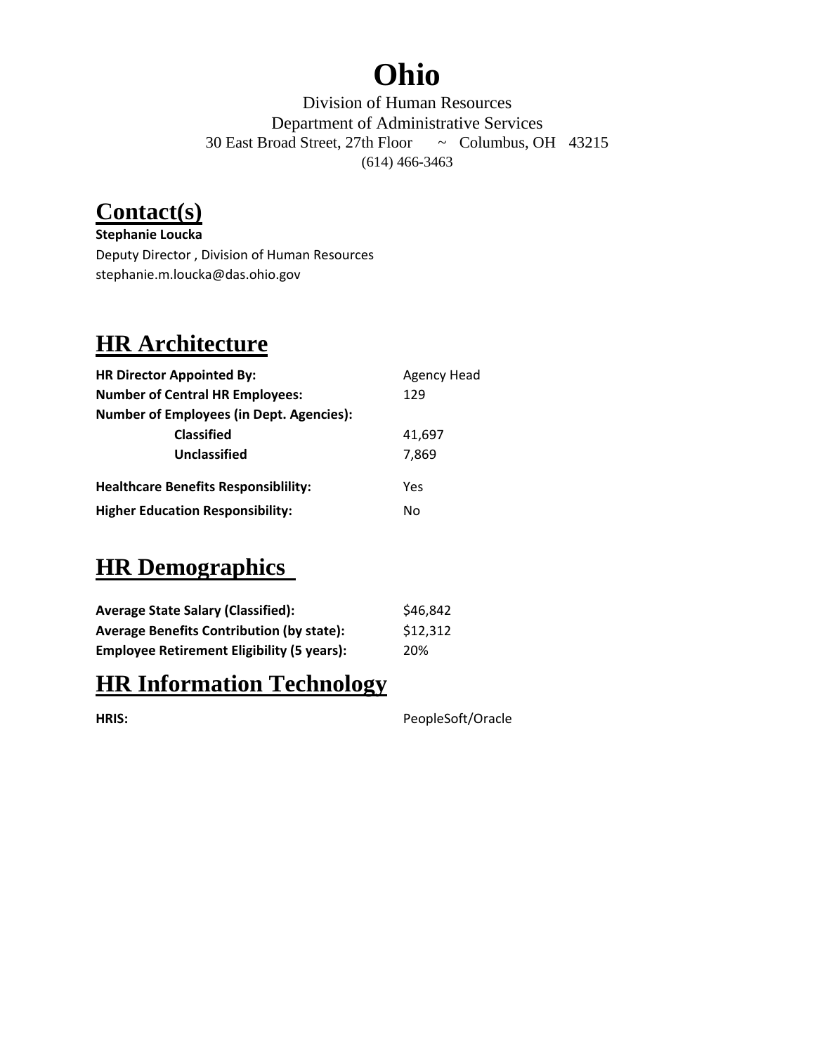# Ohio

Division of Human Resources
Department of Administrative Services
30 East Broad Street, 27th Floor ~ Columbus, OH 43215
(614) 466-3463

## Contact(s)

**Stephanie Loucka**
Deputy Director , Division of Human Resources
stephanie.m.loucka@das.ohio.gov

## HR Architecture

| | |
|---|---|
| **HR Director Appointed By:** | Agency Head |
| **Number of Central HR Employees:** | 129 |
| **Number of Employees (in Dept. Agencies):** | |
| **Classified** | 41,697 |
| **Unclassified** | 7,869 |
| **Healthcare Benefits Responsiblility:** | Yes |
| **Higher Education Responsibility:** | No |

## HR Demographics

| | |
|---|---|
| **Average State Salary (Classified):** | $46,842 |
| **Average Benefits Contribution (by state):** | $12,312 |
| **Employee Retirement Eligibility (5 years):** | 20% |

## HR Information Technology

| | |
|---|---|
| **HRIS:** | PeopleSoft/Oracle |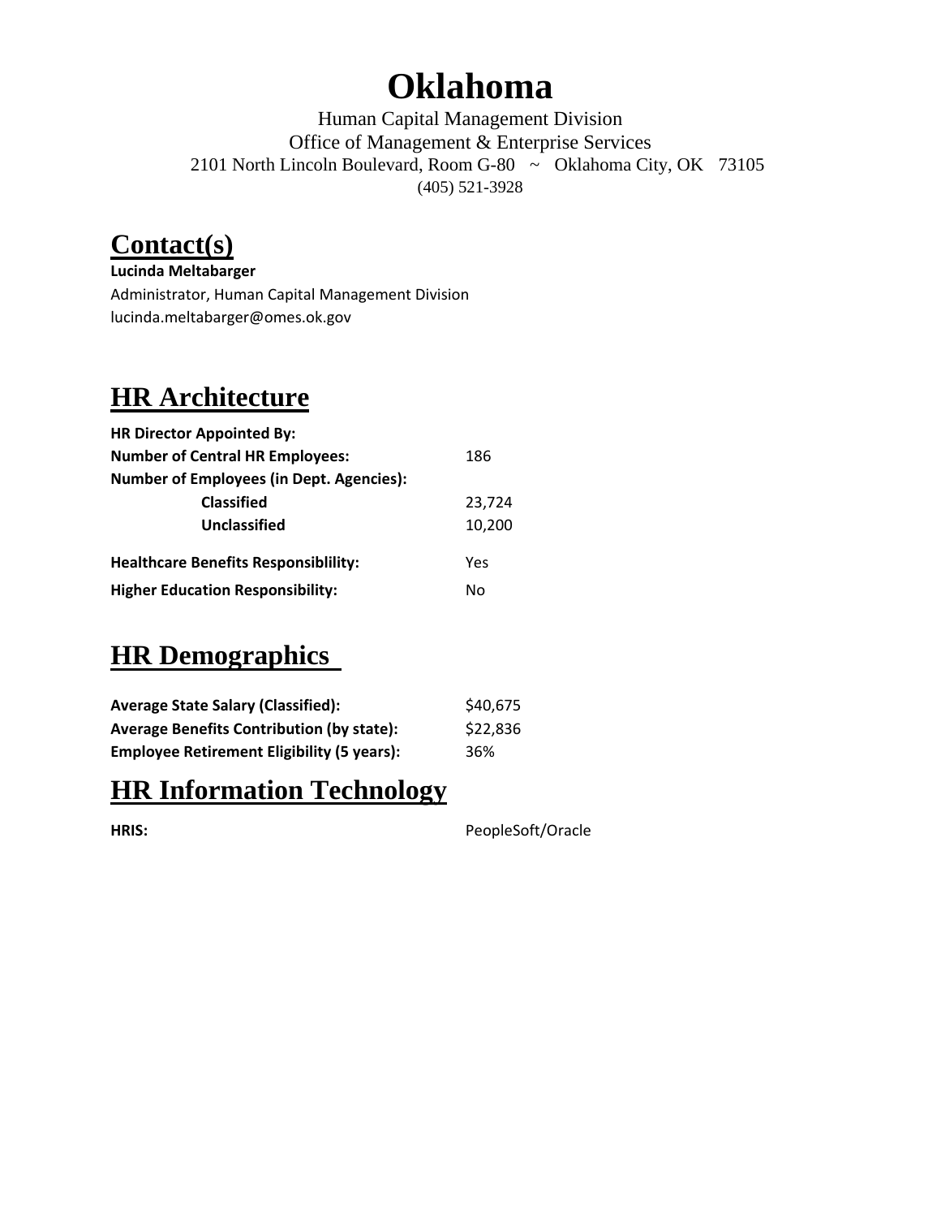# Oklahoma

Human Capital Management Division
Office of Management & Enterprise Services
2101 North Lincoln Boulevard, Room G-80 ~ Oklahoma City, OK 73105
(405) 521-3928

## Contact(s)

**Lucinda Meltabarger**
Administrator, Human Capital Management Division
lucinda.meltabarger@omes.ok.gov

## HR Architecture

| | |
|---|---|
| **HR Director Appointed By:** | |
| **Number of Central HR Employees:** | 186 |
| **Number of Employees (in Dept. Agencies):** | |
| **Classified** | 23,724 |
| **Unclassified** | 10,200 |
| **Healthcare Benefits Responsiblility:** | Yes |
| **Higher Education Responsibility:** | No |

## HR Demographics

| | |
|---|---|
| **Average State Salary (Classified):** | $40,675 |
| **Average Benefits Contribution (by state):** | $22,836 |
| **Employee Retirement Eligibility (5 years):** | 36% |

## HR Information Technology

| | |
|---|---|
| **HRIS:** | PeopleSoft/Oracle |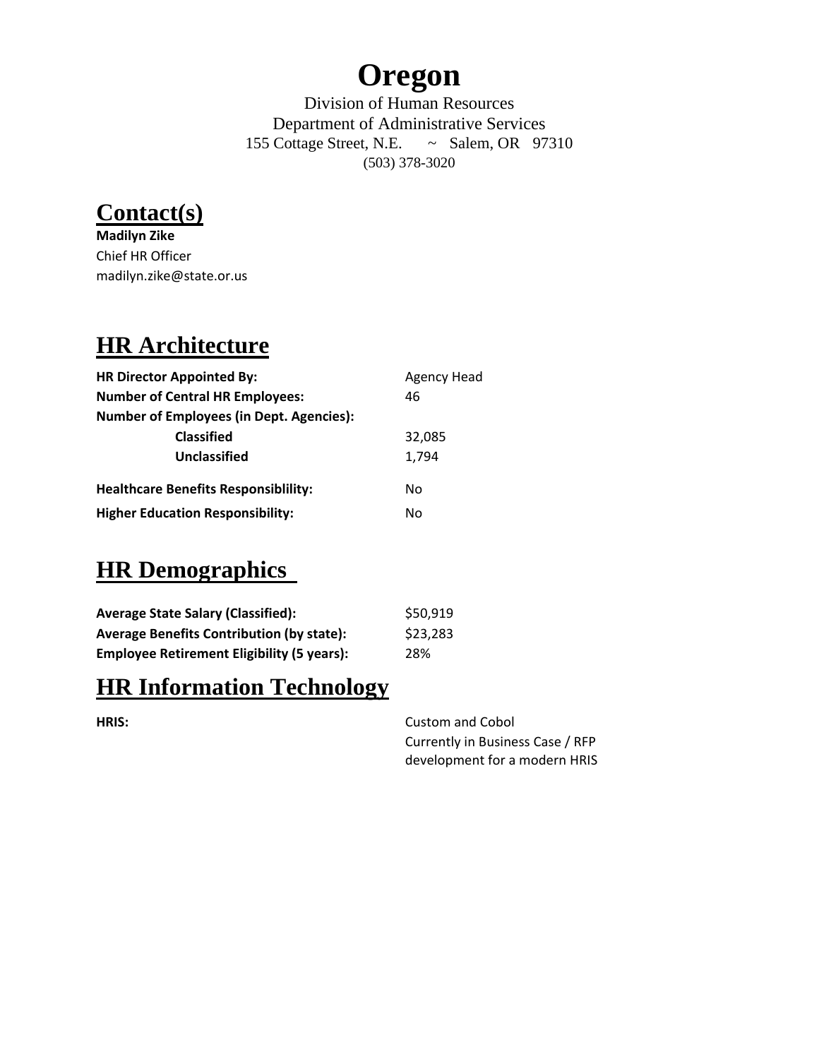# Oregon

Division of Human Resources
Department of Administrative Services
155 Cottage Street, N.E. ~ Salem, OR 97310
(503) 378-3020

## Contact(s)

**Madilyn Zike**
Chief HR Officer
madilyn.zike@state.or.us

## HR Architecture

| | |
|---|---|
| **HR Director Appointed By:** | Agency Head |
| **Number of Central HR Employees:** | 46 |
| **Number of Employees (in Dept. Agencies):** | |
| **Classified** | 32,085 |
| **Unclassified** | 1,794 |
| **Healthcare Benefits Responsiblility:** | No |
| **Higher Education Responsibility:** | No |

## HR Demographics

| | |
|---|---|
| **Average State Salary (Classified):** | $50,919 |
| **Average Benefits Contribution (by state):** | $23,283 |
| **Employee Retirement Eligibility (5 years):** | 28% |

## HR Information Technology

| | |
|---|---|
| **HRIS:** | Custom and Cobol<br>Currently in Business Case / RFP development for a modern HRIS |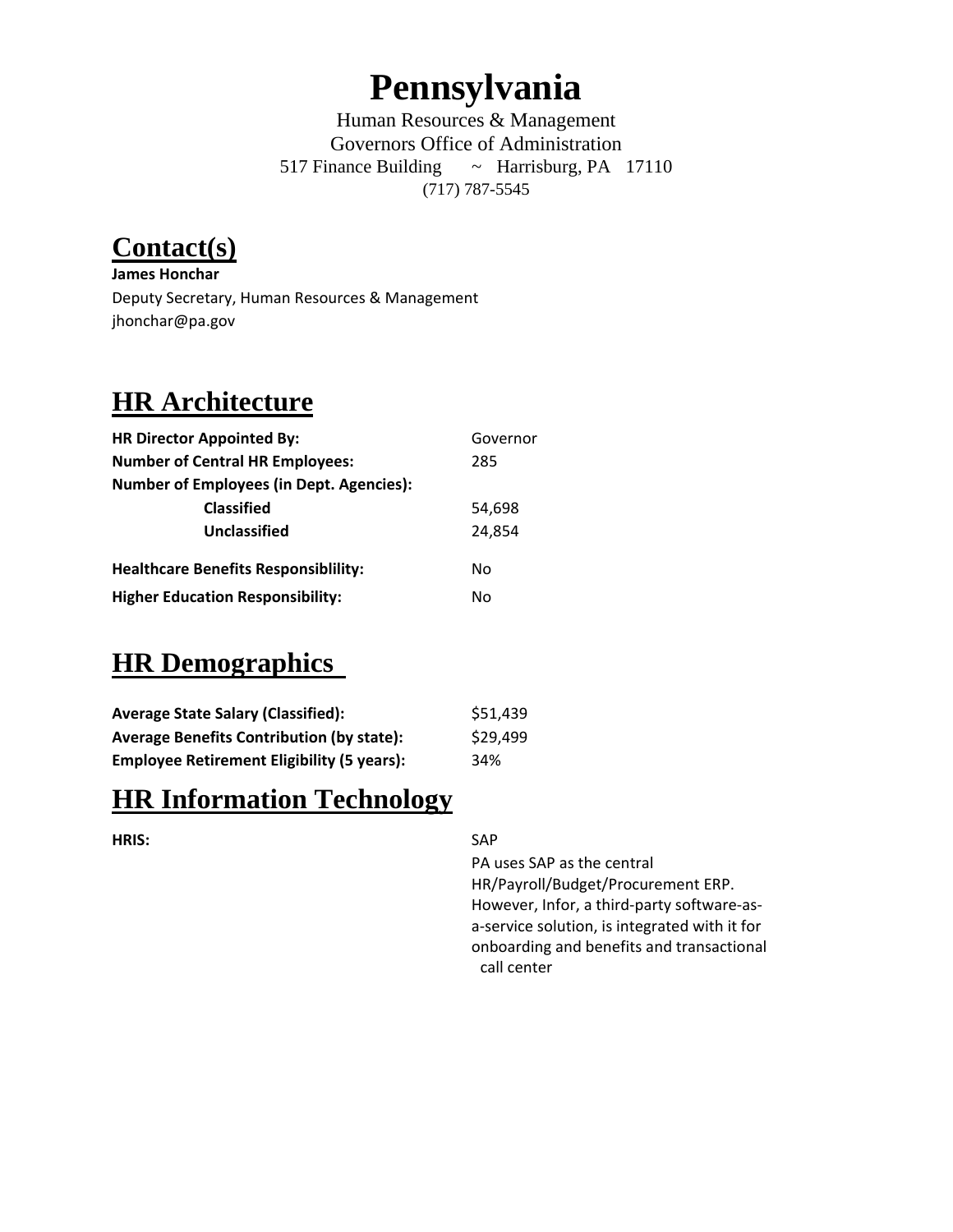# Pennsylvania

Human Resources & Management
Governors Office of Administration
517 Finance Building ~ Harrisburg, PA 17110
(717) 787-5545

## Contact(s)

**James Honchar**
Deputy Secretary, Human Resources & Management
jhonchar@pa.gov

## HR Architecture

| | |
|---|---|
| **HR Director Appointed By:** | Governor |
| **Number of Central HR Employees:** | 285 |
| **Number of Employees (in Dept. Agencies):** | |
| **Classified** | 54,698 |
| **Unclassified** | 24,854 |
| **Healthcare Benefits Responsiblility:** | No |
| **Higher Education Responsibility:** | No |

## HR Demographics

| | |
|---|---|
| **Average State Salary (Classified):** | $51,439 |
| **Average Benefits Contribution (by state):** | $29,499 |
| **Employee Retirement Eligibility (5 years):** | 34% |

## HR Information Technology

| | |
|---|---|
| **HRIS:** | SAP<br>PA uses SAP as the central HR/Payroll/Budget/Procurement ERP. However, Infor, a third-party software-as-a-service solution, is integrated with it for onboarding and benefits and transactional call center |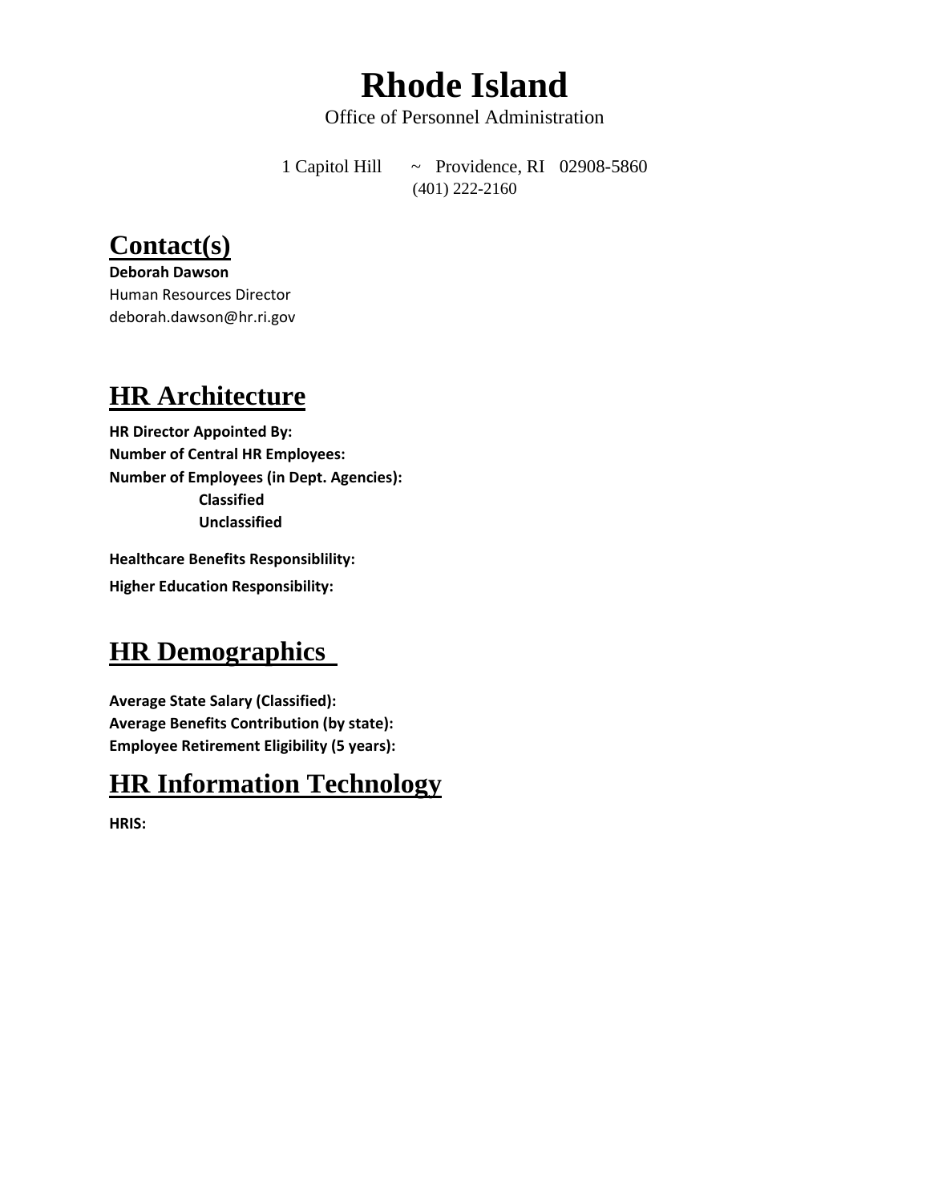# Rhode Island

Office of Personnel Administration

1 Capitol Hill ~ Providence, RI 02908-5860
(401) 222-2160

## Contact(s)

**Deborah Dawson**
Human Resources Director
deborah.dawson@hr.ri.gov

## HR Architecture

**HR Director Appointed By:**
**Number of Central HR Employees:**
**Number of Employees (in Dept. Agencies):**
- **Classified**
- **Unclassified**

**Healthcare Benefits Responsiblility:**

**Higher Education Responsibility:**

## HR Demographics

**Average State Salary (Classified):**
**Average Benefits Contribution (by state):**
**Employee Retirement Eligibility (5 years):**

## HR Information Technology

**HRIS:**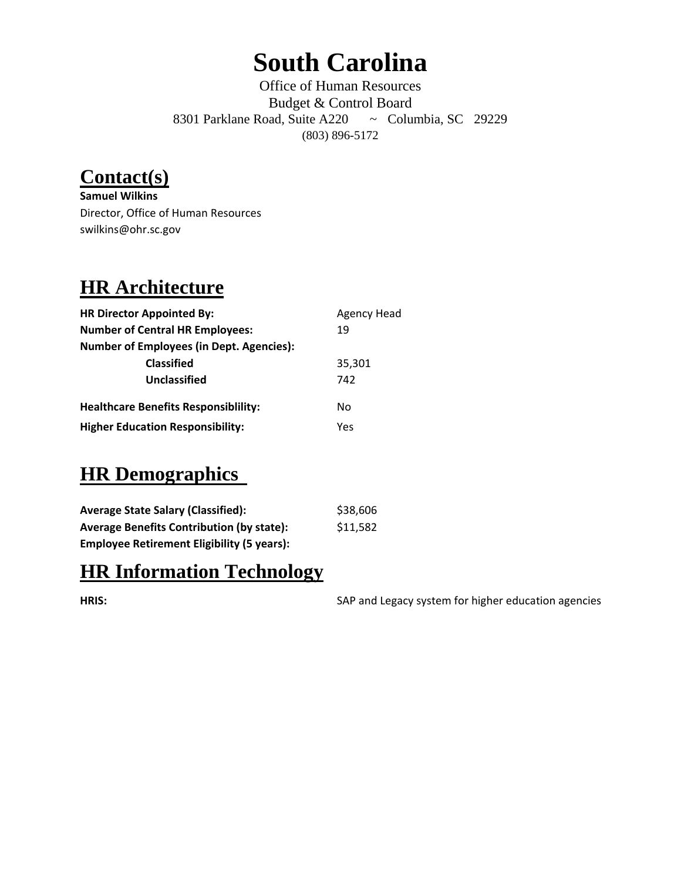# South Carolina

Office of Human Resources
Budget & Control Board
8301 Parklane Road, Suite A220 ~ Columbia, SC 29229
(803) 896-5172

## Contact(s)

**Samuel Wilkins**
Director, Office of Human Resources
swilkins@ohr.sc.gov

## HR Architecture

| | |
|---|---|
| **HR Director Appointed By:** | Agency Head |
| **Number of Central HR Employees:** | 19 |
| **Number of Employees (in Dept. Agencies):** | |
| **Classified** | 35,301 |
| **Unclassified** | 742 |
| **Healthcare Benefits Responsiblility:** | No |
| **Higher Education Responsibility:** | Yes |

## HR Demographics

| | |
|---|---|
| **Average State Salary (Classified):** | $38,606 |
| **Average Benefits Contribution (by state):** | $11,582 |
| **Employee Retirement Eligibility (5 years):** | |

## HR Information Technology

| | |
|---|---|
| **HRIS:** | SAP and Legacy system for higher education agencies |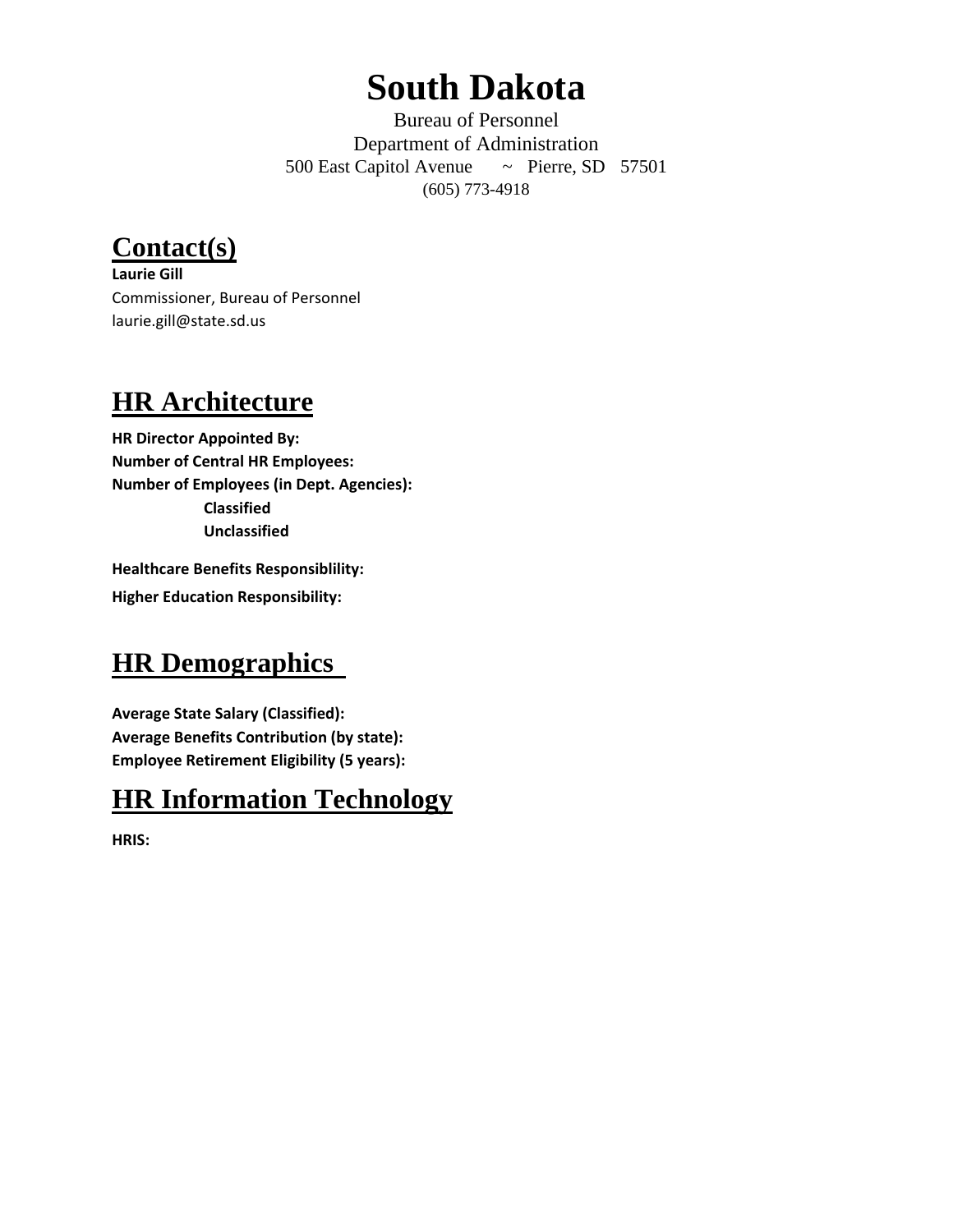# South Dakota

Bureau of Personnel
Department of Administration
500 East Capitol Avenue ~ Pierre, SD 57501
(605) 773-4918

## Contact(s)

**Laurie Gill**
Commissioner, Bureau of Personnel
laurie.gill@state.sd.us

## HR Architecture

**HR Director Appointed By:**
**Number of Central HR Employees:**
**Number of Employees (in Dept. Agencies):**
**Classified**
**Unclassified**

**Healthcare Benefits Responsiblility:**
**Higher Education Responsibility:**

## HR Demographics

**Average State Salary (Classified):**
**Average Benefits Contribution (by state):**
**Employee Retirement Eligibility (5 years):**

## HR Information Technology

**HRIS:**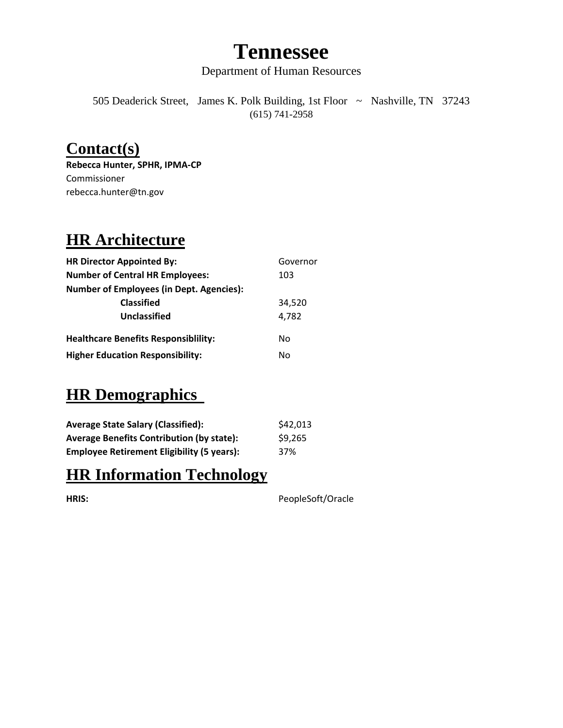# Tennessee

Department of Human Resources

505 Deaderick Street, James K. Polk Building, 1st Floor ~ Nashville, TN 37243
(615) 741-2958

## Contact(s)

**Rebecca Hunter, SPHR, IPMA-CP**
Commissioner
rebecca.hunter@tn.gov

## HR Architecture

| | |
|---|---|
| **HR Director Appointed By:** | Governor |
| **Number of Central HR Employees:** | 103 |
| **Number of Employees (in Dept. Agencies):** | |
| **Classified** | 34,520 |
| **Unclassified** | 4,782 |
| **Healthcare Benefits Responsiblility:** | No |
| **Higher Education Responsibility:** | No |

## HR Demographics

| | |
|---|---|
| **Average State Salary (Classified):** | $42,013 |
| **Average Benefits Contribution (by state):** | $9,265 |
| **Employee Retirement Eligibility (5 years):** | 37% |

## HR Information Technology

| | |
|---|---|
| **HRIS:** | PeopleSoft/Oracle |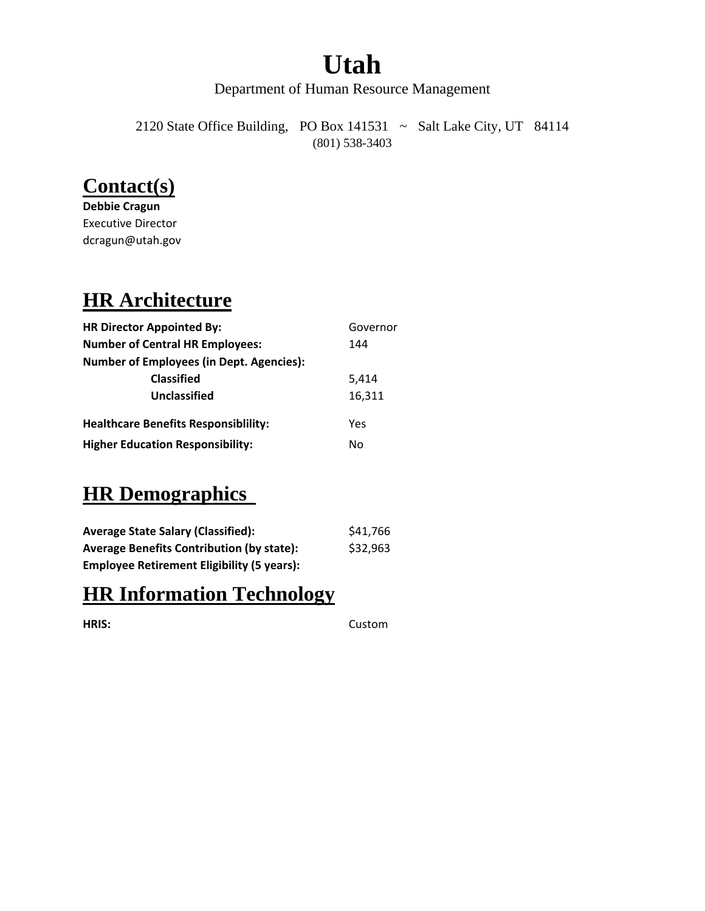# Utah

Department of Human Resource Management

2120 State Office Building,  PO Box 141531  ~  Salt Lake City, UT  84114
(801) 538-3403

## Contact(s)

**Debbie Cragun**
Executive Director
dcragun@utah.gov

## HR Architecture

| | |
|---|---|
| **HR Director Appointed By:** | Governor |
| **Number of Central HR Employees:** | 144 |
| **Number of Employees (in Dept. Agencies):** | |
| **Classified** | 5,414 |
| **Unclassified** | 16,311 |
| **Healthcare Benefits Responsiblility:** | Yes |
| **Higher Education Responsibility:** | No |

## HR Demographics

| | |
|---|---|
| **Average State Salary (Classified):** | $41,766 |
| **Average Benefits Contribution (by state):** | $32,963 |
| **Employee Retirement Eligibility (5 years):** | |

## HR Information Technology

| | |
|---|---|
| **HRIS:** | Custom |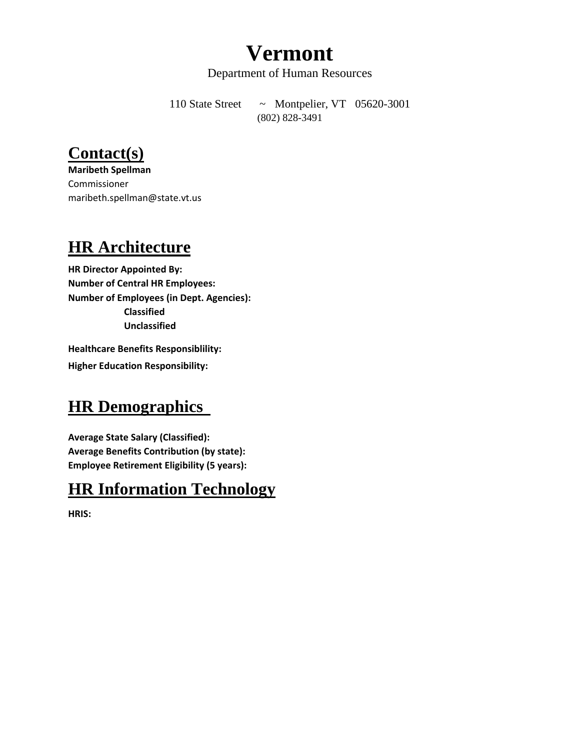# Vermont

Department of Human Resources

110 State Street ~ Montpelier, VT 05620-3001
(802) 828-3491

## Contact(s)

**Maribeth Spellman**
Commissioner
maribeth.spellman@state.vt.us

## HR Architecture

**HR Director Appointed By:**
**Number of Central HR Employees:**
**Number of Employees (in Dept. Agencies):**
**Classified**
**Unclassified**

**Healthcare Benefits Responsiblility:**

**Higher Education Responsibility:**

## HR Demographics

**Average State Salary (Classified):**
**Average Benefits Contribution (by state):**
**Employee Retirement Eligibility (5 years):**

## HR Information Technology

**HRIS:**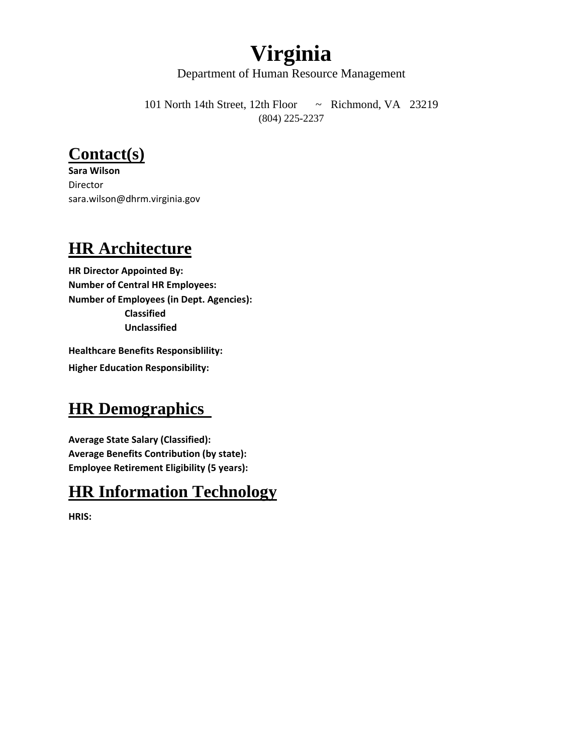# Virginia

Department of Human Resource Management

101 North 14th Street, 12th Floor ~ Richmond, VA 23219

(804) 225-2237

## Contact(s)

**Sara Wilson**

Director

sara.wilson@dhrm.virginia.gov

## HR Architecture

**HR Director Appointed By:**

**Number of Central HR Employees:**

**Number of Employees (in Dept. Agencies):**

**Classified**

**Unclassified**

**Healthcare Benefits Responsiblility:**

**Higher Education Responsibility:**

## HR Demographics

**Average State Salary (Classified):**

**Average Benefits Contribution (by state):**

**Employee Retirement Eligibility (5 years):**

## HR Information Technology

**HRIS:**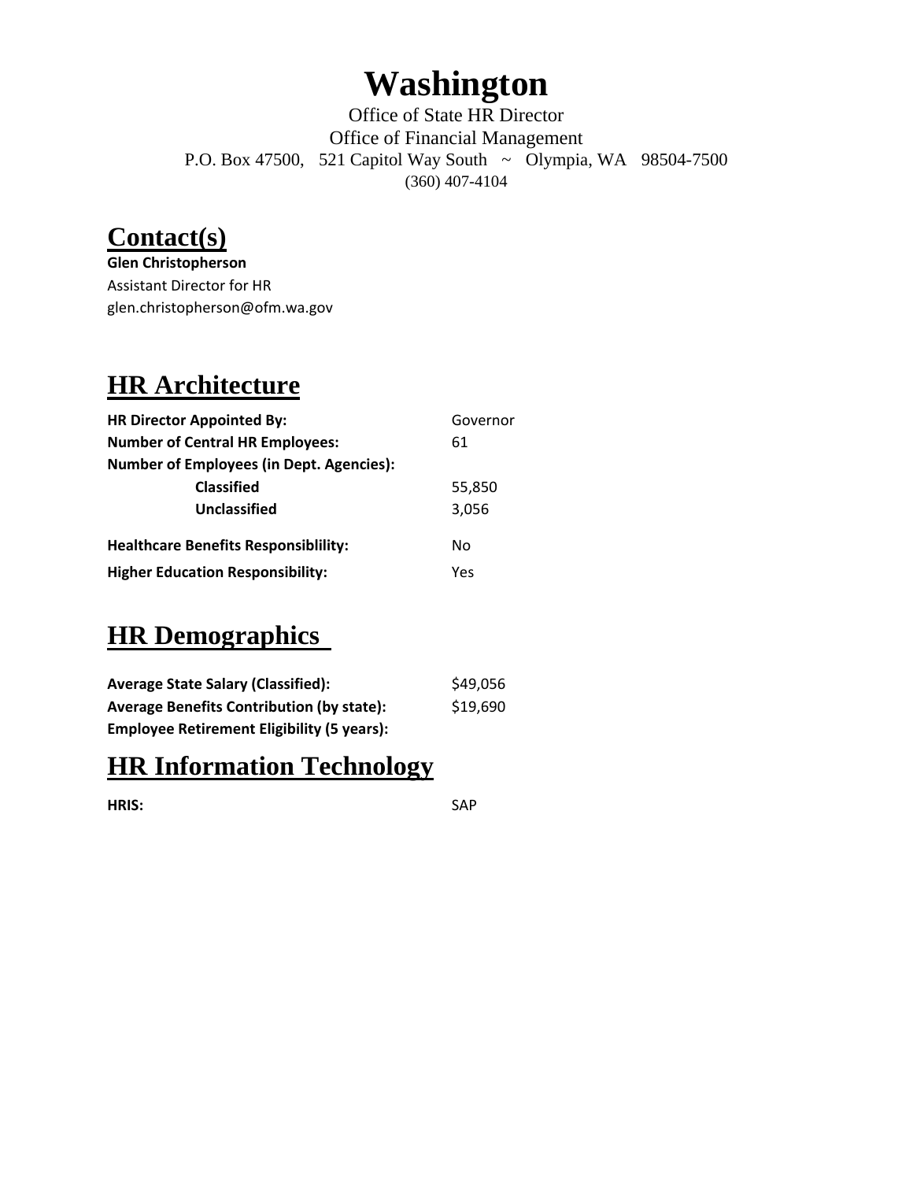# Washington

Office of State HR Director
Office of Financial Management
P.O. Box 47500, 521 Capitol Way South ~ Olympia, WA 98504-7500
(360) 407-4104

## Contact(s)

**Glen Christopherson**
Assistant Director for HR
glen.christopherson@ofm.wa.gov

## HR Architecture

| | |
|---|---|
| **HR Director Appointed By:** | Governor |
| **Number of Central HR Employees:** | 61 |
| **Number of Employees (in Dept. Agencies):** | |
| **Classified** | 55,850 |
| **Unclassified** | 3,056 |
| **Healthcare Benefits Responsiblility:** | No |
| **Higher Education Responsibility:** | Yes |

## HR Demographics

| | |
|---|---|
| **Average State Salary (Classified):** | $49,056 |
| **Average Benefits Contribution (by state):** | $19,690 |
| **Employee Retirement Eligibility (5 years):** | |

## HR Information Technology

| | |
|---|---|
| **HRIS:** | SAP |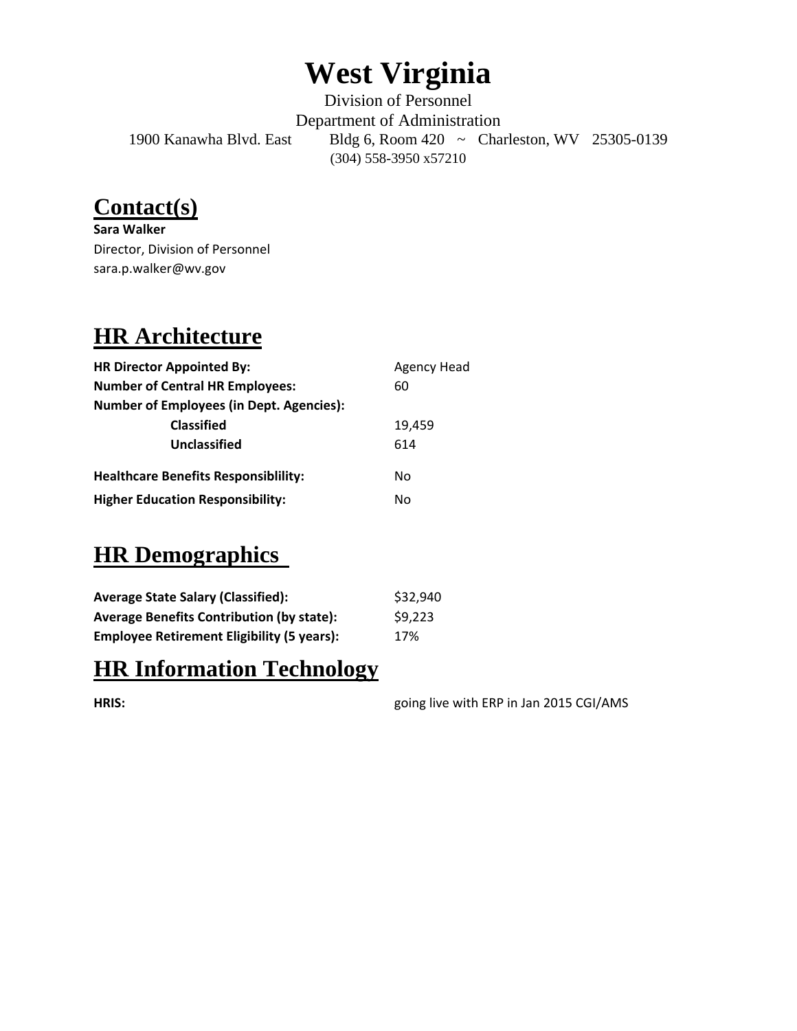# West Virginia

Division of Personnel
Department of Administration
1900 Kanawha Blvd. East Bldg 6, Room 420 ~ Charleston, WV 25305-0139
(304) 558-3950 x57210

## Contact(s)

**Sara Walker**
Director, Division of Personnel
sara.p.walker@wv.gov

## HR Architecture

| | |
|---|---|
| **HR Director Appointed By:** | Agency Head |
| **Number of Central HR Employees:** | 60 |
| **Number of Employees (in Dept. Agencies):** | |
| **Classified** | 19,459 |
| **Unclassified** | 614 |
| **Healthcare Benefits Responsiblility:** | No |
| **Higher Education Responsibility:** | No |

## HR Demographics

| | |
|---|---|
| **Average State Salary (Classified):** | $32,940 |
| **Average Benefits Contribution (by state):** | $9,223 |
| **Employee Retirement Eligibility (5 years):** | 17% |

## HR Information Technology

| | |
|---|---|
| **HRIS:** | going live with ERP in Jan 2015 CGI/AMS |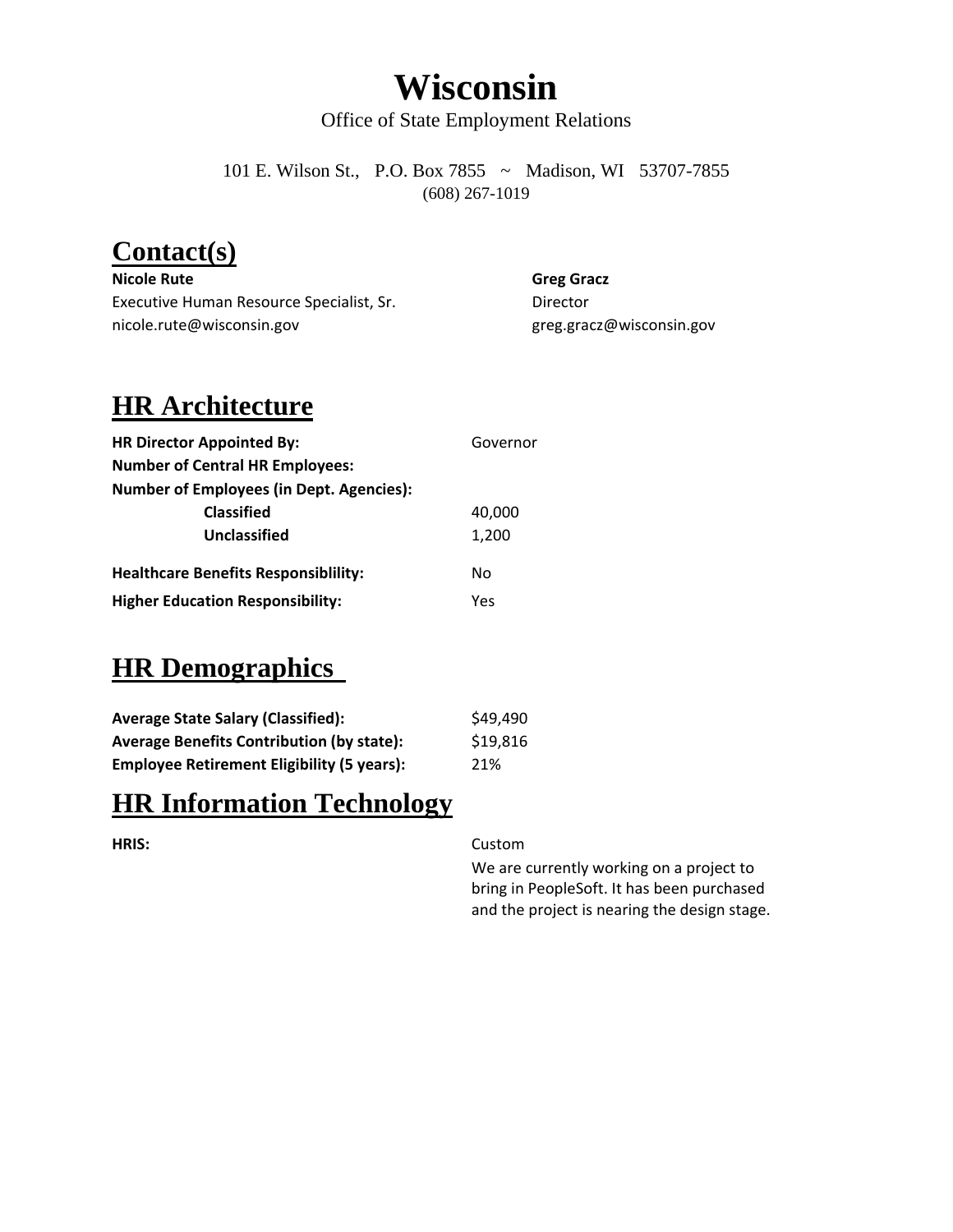# Wisconsin

Office of State Employment Relations

101 E. Wilson St., P.O. Box 7855 ~ Madison, WI 53707-7855
(608) 267-1019

## Contact(s)

| | |
|---|---|
| **Nicole Rute** | **Greg Gracz** |
| Executive Human Resource Specialist, Sr. | Director |
| nicole.rute@wisconsin.gov | greg.gracz@wisconsin.gov |

## HR Architecture

| | |
|---|---|
| **HR Director Appointed By:** | Governor |
| **Number of Central HR Employees:** | |
| **Number of Employees (in Dept. Agencies):** | |
| **Classified** | 40,000 |
| **Unclassified** | 1,200 |
| **Healthcare Benefits Responsiblility:** | No |
| **Higher Education Responsibility:** | Yes |

## HR Demographics

| | |
|---|---|
| **Average State Salary (Classified):** | $49,490 |
| **Average Benefits Contribution (by state):** | $19,816 |
| **Employee Retirement Eligibility (5 years):** | 21% |

## HR Information Technology

| | |
|---|---|
| **HRIS:** | Custom<br>We are currently working on a project to bring in PeopleSoft. It has been purchased and the project is nearing the design stage. |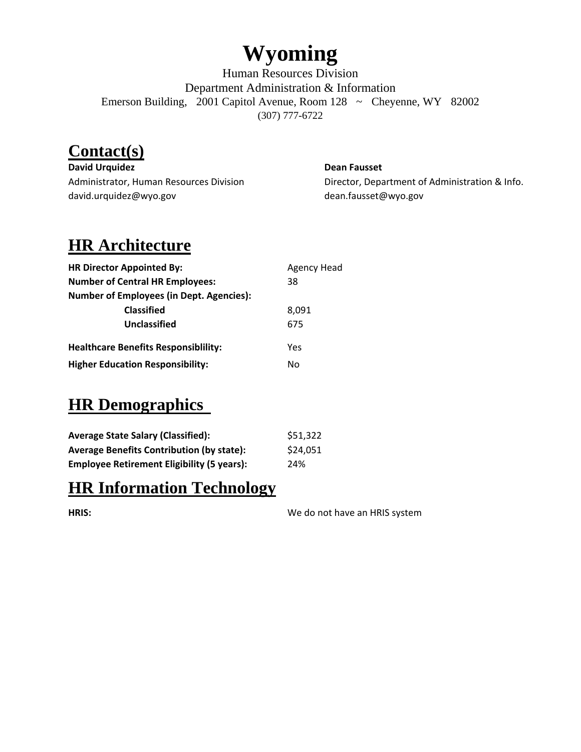# Wyoming

Human Resources Division
Department Administration & Information
Emerson Building, 2001 Capitol Avenue, Room 128 ~ Cheyenne, WY 82002
(307) 777-6722

## Contact(s)

**David Urquidez**
Administrator, Human Resources Division
david.urquidez@wyo.gov

**Dean Fausset**
Director, Department of Administration & Info.
dean.fausset@wyo.gov

## HR Architecture

| | |
|---|---|
| **HR Director Appointed By:** | Agency Head |
| **Number of Central HR Employees:** | 38 |
| **Number of Employees (in Dept. Agencies):** | |
| **Classified** | 8,091 |
| **Unclassified** | 675 |
| **Healthcare Benefits Responsiblility:** | Yes |
| **Higher Education Responsibility:** | No |

## HR Demographics

| | |
|---|---|
| **Average State Salary (Classified):** | $51,322 |
| **Average Benefits Contribution (by state):** | $24,051 |
| **Employee Retirement Eligibility (5 years):** | 24% |

## HR Information Technology

| | |
|---|---|
| **HRIS:** | We do not have an HRIS system |